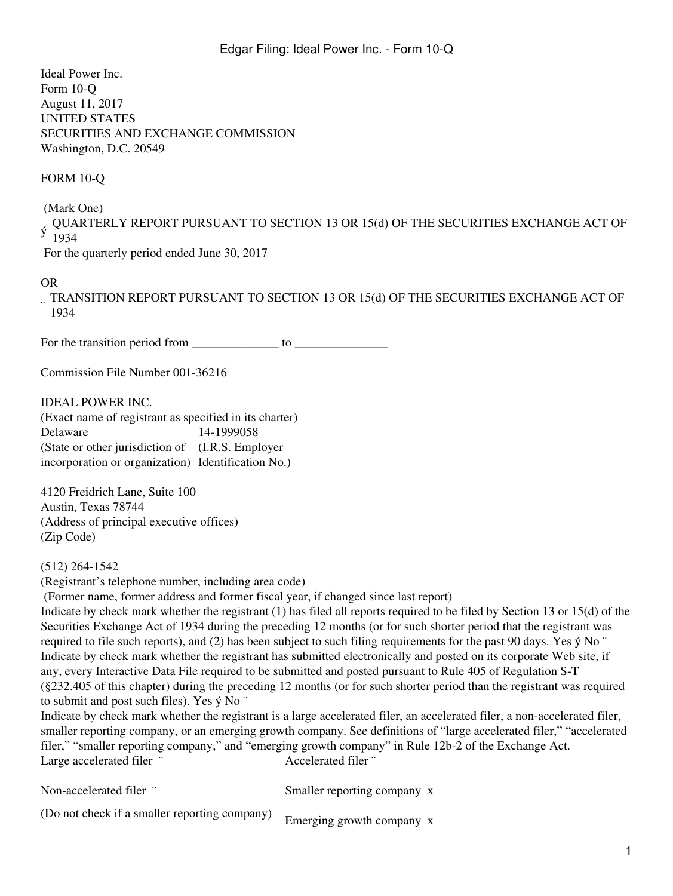Ideal Power Inc.
Form 10-Q
August 11, 2017
UNITED STATES
SECURITIES AND EXCHANGE COMMISSION
Washington, D.C. 20549

FORM 10-Q

(Mark One)
ý QUARTERLY REPORT PURSUANT TO SECTION 13 OR 15(d) OF THE SECURITIES EXCHANGE ACT OF 1934
For the quarterly period ended June 30, 2017

OR
¨ TRANSITION REPORT PURSUANT TO SECTION 13 OR 15(d) OF THE SECURITIES EXCHANGE ACT OF 1934

For the transition period from ______________ to _______________

Commission File Number 001-36216

IDEAL POWER INC.
(Exact name of registrant as specified in its charter)

| Delaware | 14-1999058 |
|---|---|
| (State or other jurisdiction of incorporation or organization) | (I.R.S. Employer Identification No.) |

4120 Freidrich Lane, Suite 100
Austin, Texas 78744
(Address of principal executive offices)
(Zip Code)

(512) 264-1542
(Registrant's telephone number, including area code)
(Former name, former address and former fiscal year, if changed since last report)

Indicate by check mark whether the registrant (1) has filed all reports required to be filed by Section 13 or 15(d) of the Securities Exchange Act of 1934 during the preceding 12 months (or for such shorter period that the registrant was required to file such reports), and (2) has been subject to such filing requirements for the past 90 days. Yes ý No ¨

Indicate by check mark whether the registrant has submitted electronically and posted on its corporate Web site, if any, every Interactive Data File required to be submitted and posted pursuant to Rule 405 of Regulation S-T (§232.405 of this chapter) during the preceding 12 months (or for such shorter period than the registrant was required to submit and post such files). Yes ý No ¨

Indicate by check mark whether the registrant is a large accelerated filer, an accelerated filer, a non-accelerated filer, smaller reporting company, or an emerging growth company. See definitions of "large accelerated filer," "accelerated filer," "smaller reporting company," and "emerging growth company" in Rule 12b-2 of the Exchange Act.

| | |
|---|---|
| Large accelerated filer ¨ | Accelerated filer ¨ |
| Non-accelerated filer ¨ | Smaller reporting company x |
| (Do not check if a smaller reporting company) | Emerging growth company x |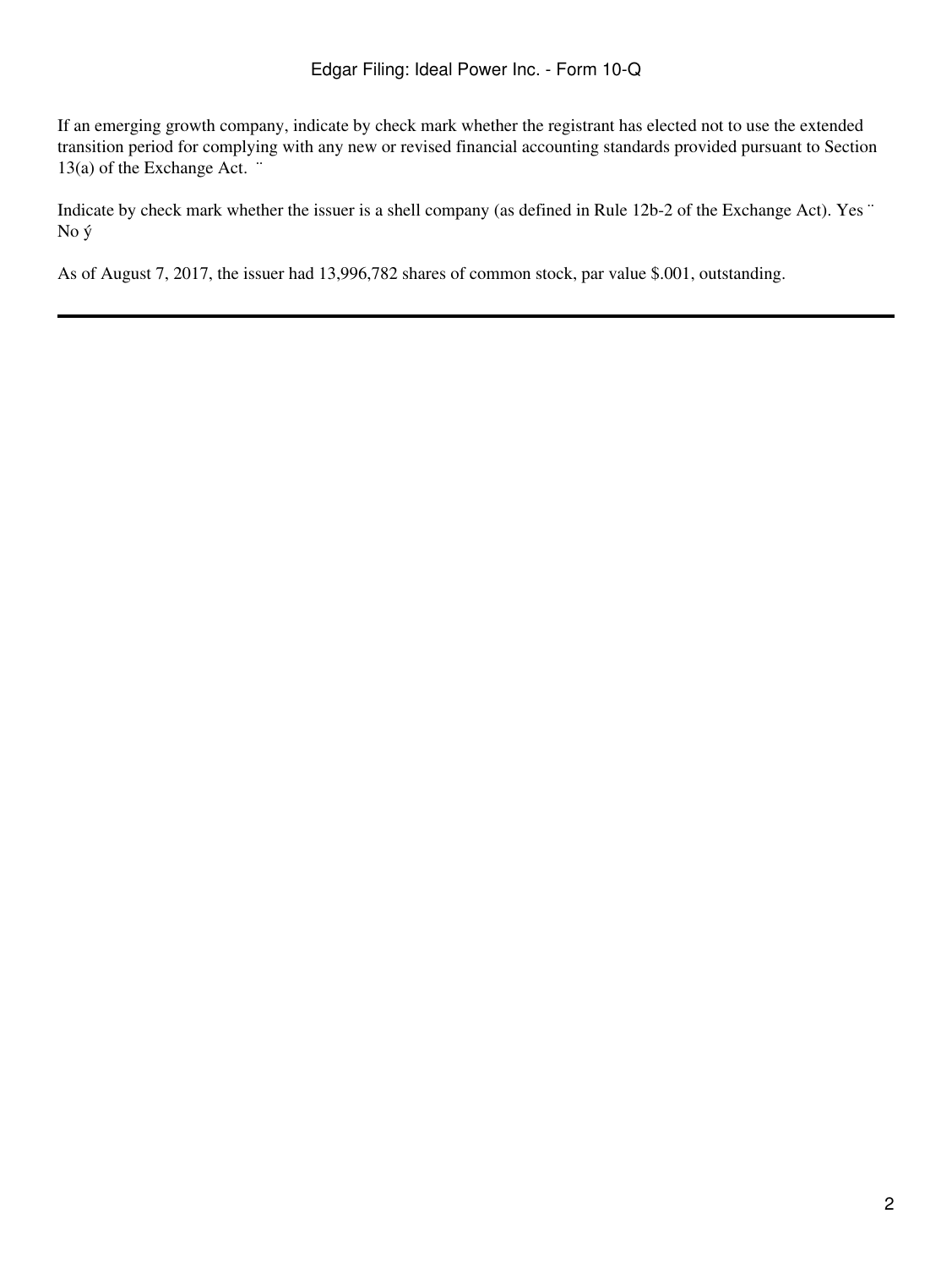If an emerging growth company, indicate by check mark whether the registrant has elected not to use the extended transition period for complying with any new or revised financial accounting standards provided pursuant to Section 13(a) of the Exchange Act. ¨

Indicate by check mark whether the issuer is a shell company (as defined in Rule 12b-2 of the Exchange Act). Yes ¨ No ý

As of August 7, 2017, the issuer had 13,996,782 shares of common stock, par value $.001, outstanding.

---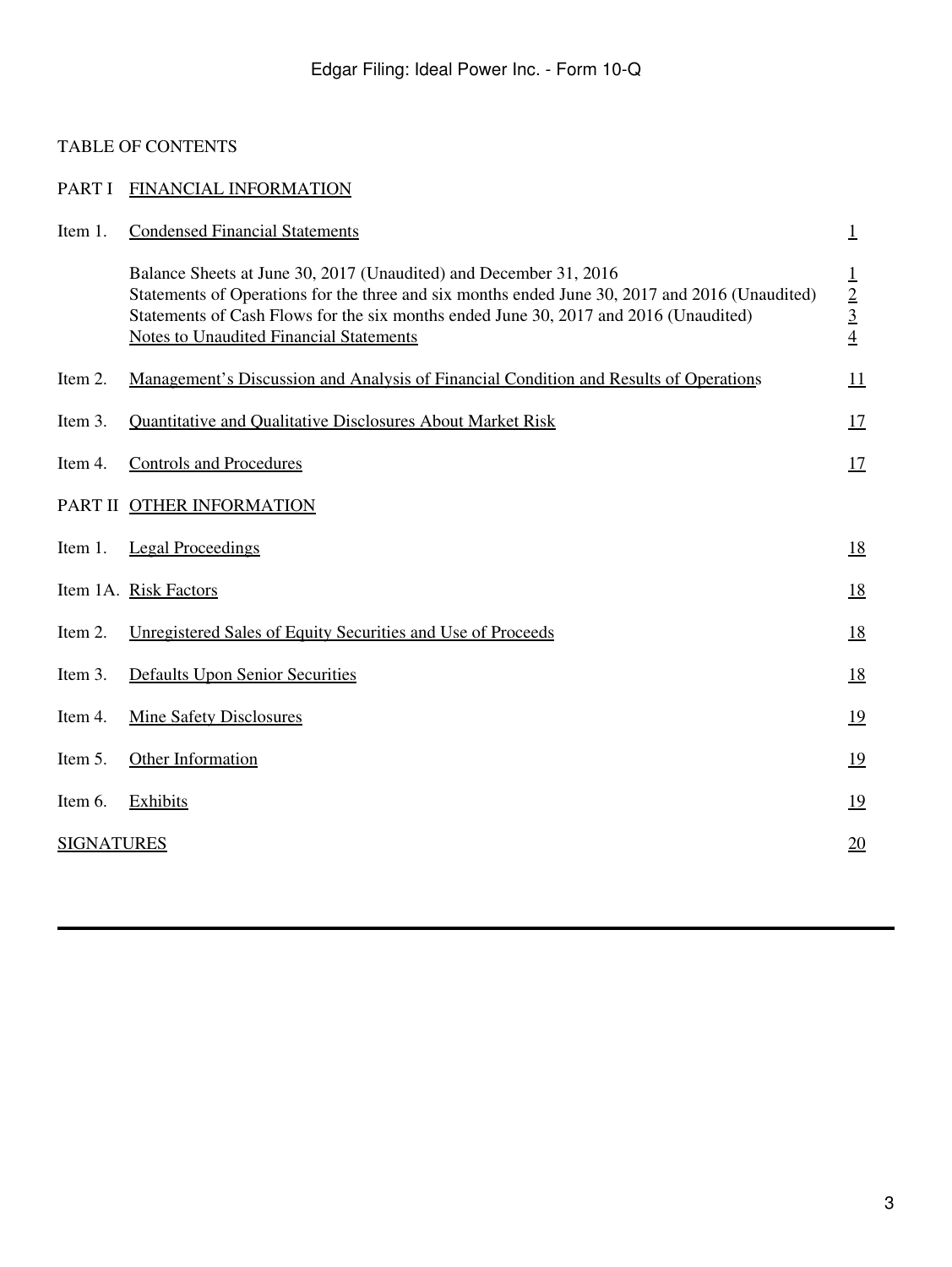TABLE OF CONTENTS

| | | |
|---|---|---|
| PART I | FINANCIAL INFORMATION | |
| Item 1. | Condensed Financial Statements | 1 |
| | Balance Sheets at June 30, 2017 (Unaudited) and December 31, 2016 | 1 |
| | Statements of Operations for the three and six months ended June 30, 2017 and 2016 (Unaudited) | 2 |
| | Statements of Cash Flows for the six months ended June 30, 2017 and 2016 (Unaudited) | 3 |
| | Notes to Unaudited Financial Statements | 4 |
| Item 2. | Management's Discussion and Analysis of Financial Condition and Results of Operations | 11 |
| Item 3. | Quantitative and Qualitative Disclosures About Market Risk | 17 |
| Item 4. | Controls and Procedures | 17 |
| PART II | OTHER INFORMATION | |
| Item 1. | Legal Proceedings | 18 |
| Item 1A. | Risk Factors | 18 |
| Item 2. | Unregistered Sales of Equity Securities and Use of Proceeds | 18 |
| Item 3. | Defaults Upon Senior Securities | 18 |
| Item 4. | Mine Safety Disclosures | 19 |
| Item 5. | Other Information | 19 |
| Item 6. | Exhibits | 19 |
| SIGNATURES | | 20 |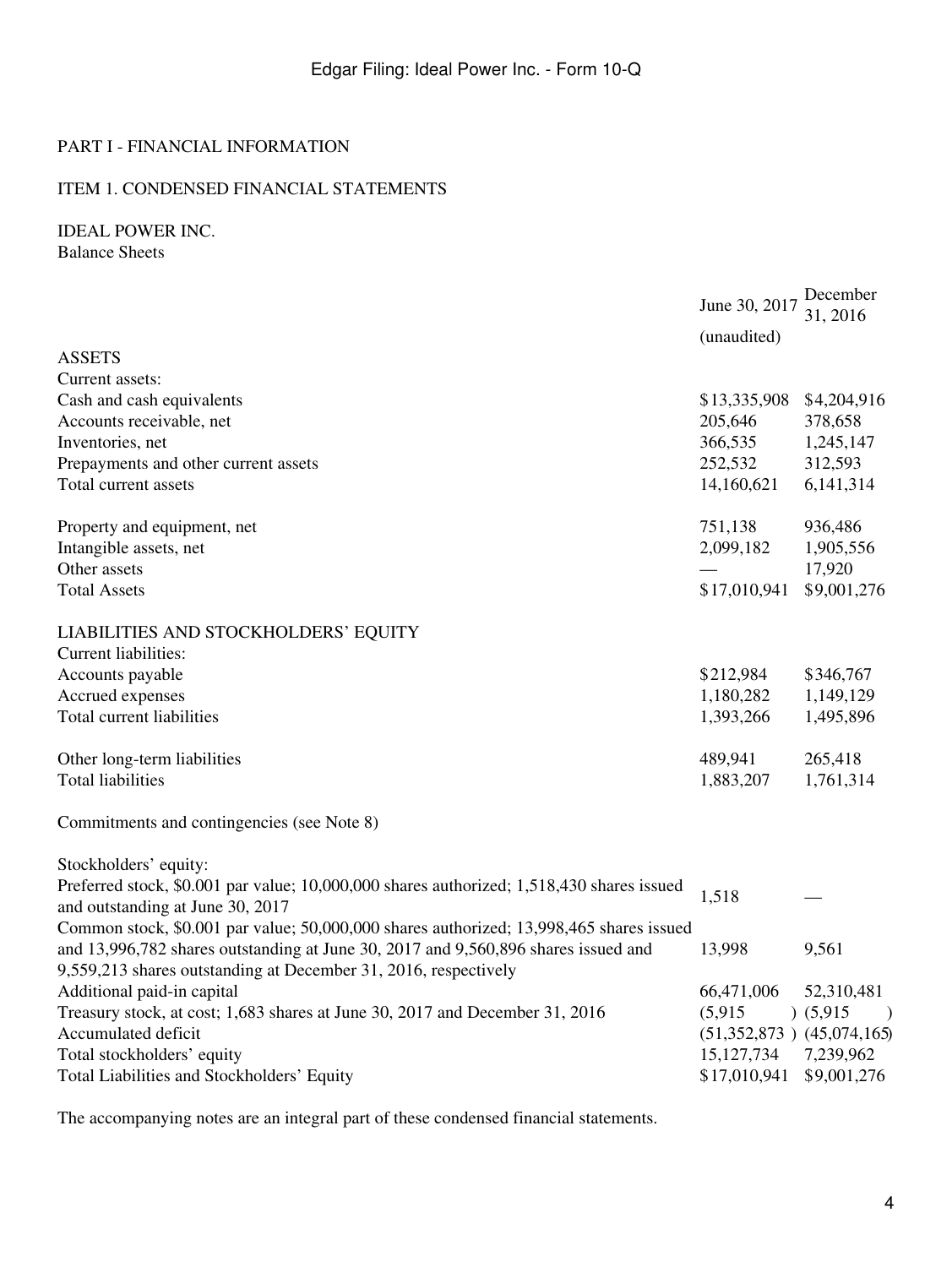PART I - FINANCIAL INFORMATION

ITEM 1. CONDENSED FINANCIAL STATEMENTS

IDEAL POWER INC.
Balance Sheets

| | June 30, 2017 | December 31, 2016 |
|---|---|---|
| | (unaudited) | |
| ASSETS | | |
| Current assets: | | |
| Cash and cash equivalents | $13,335,908 | $4,204,916 |
| Accounts receivable, net | 205,646 | 378,658 |
| Inventories, net | 366,535 | 1,245,147 |
| Prepayments and other current assets | 252,532 | 312,593 |
| Total current assets | 14,160,621 | 6,141,314 |
| | | |
| Property and equipment, net | 751,138 | 936,486 |
| Intangible assets, net | 2,099,182 | 1,905,556 |
| Other assets | — | 17,920 |
| Total Assets | $17,010,941 | $9,001,276 |
| | | |
| LIABILITIES AND STOCKHOLDERS' EQUITY | | |
| Current liabilities: | | |
| Accounts payable | $212,984 | $346,767 |
| Accrued expenses | 1,180,282 | 1,149,129 |
| Total current liabilities | 1,393,266 | 1,495,896 |
| | | |
| Other long-term liabilities | 489,941 | 265,418 |
| Total liabilities | 1,883,207 | 1,761,314 |
| | | |
| Commitments and contingencies (see Note 8) | | |
| | | |
| Stockholders' equity: | | |
| Preferred stock, $0.001 par value; 10,000,000 shares authorized; 1,518,430 shares issued and outstanding at June 30, 2017 | 1,518 | — |
| Common stock, $0.001 par value; 50,000,000 shares authorized; 13,998,465 shares issued and 13,996,782 shares outstanding at June 30, 2017 and 9,560,896 shares issued and 9,559,213 shares outstanding at December 31, 2016, respectively | 13,998 | 9,561 |
| Additional paid-in capital | 66,471,006 | 52,310,481 |
| Treasury stock, at cost; 1,683 shares at June 30, 2017 and December 31, 2016 | (5,915) | (5,915) |
| Accumulated deficit | (51,352,873) | (45,074,165) |
| Total stockholders' equity | 15,127,734 | 7,239,962 |
| Total Liabilities and Stockholders' Equity | $17,010,941 | $9,001,276 |

The accompanying notes are an integral part of these condensed financial statements.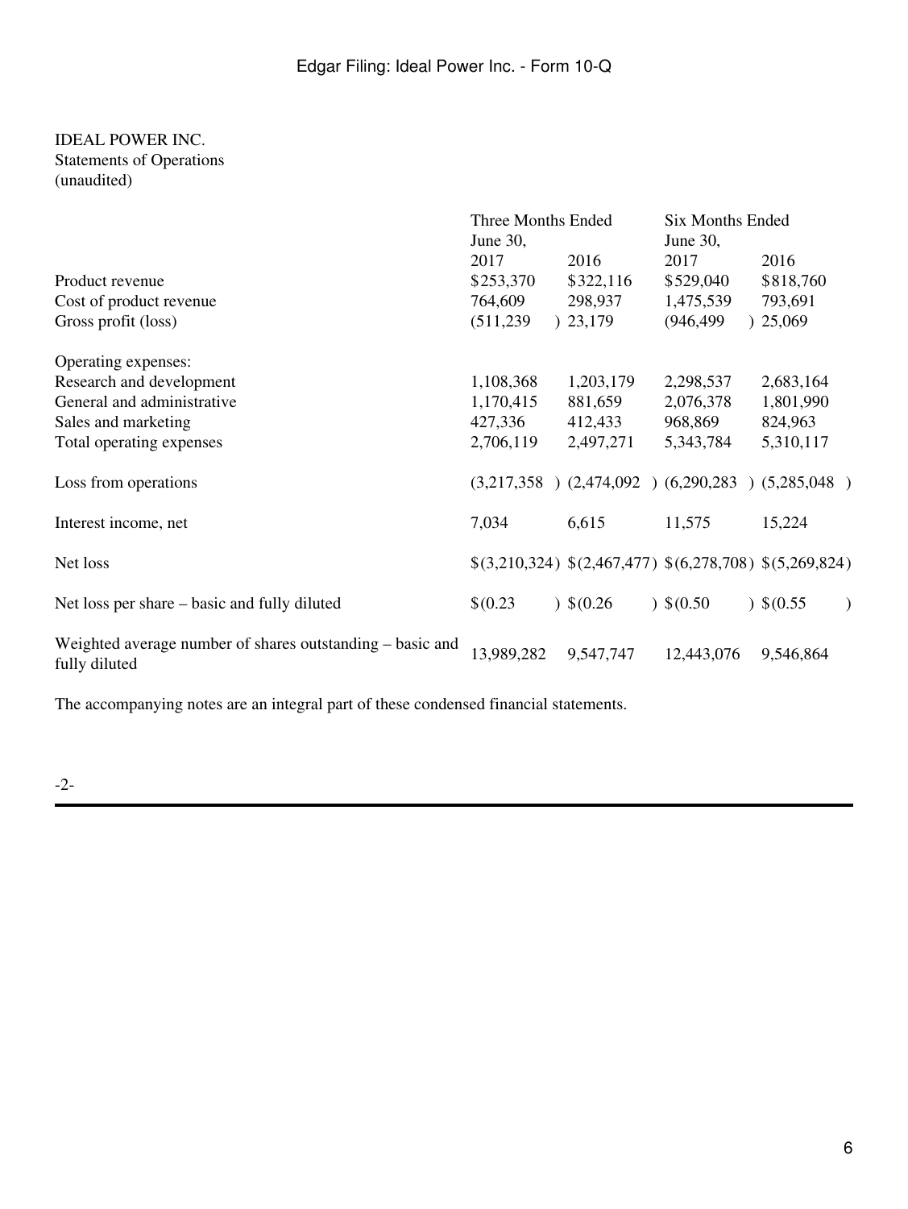IDEAL POWER INC.
Statements of Operations
(unaudited)

| | Three Months Ended June 30, | | Six Months Ended June 30, | |
|---|---|---|---|---|
| | 2017 | 2016 | 2017 | 2016 |
| Product revenue | $253,370 | $322,116 | $529,040 | $818,760 |
| Cost of product revenue | 764,609 | 298,937 | 1,475,539 | 793,691 |
| Gross profit (loss) | (511,239) | 23,179 | (946,499) | 25,069 |
| Operating expenses: | | | | |
| Research and development | 1,108,368 | 1,203,179 | 2,298,537 | 2,683,164 |
| General and administrative | 1,170,415 | 881,659 | 2,076,378 | 1,801,990 |
| Sales and marketing | 427,336 | 412,433 | 968,869 | 824,963 |
| Total operating expenses | 2,706,119 | 2,497,271 | 5,343,784 | 5,310,117 |
| Loss from operations | (3,217,358) | (2,474,092) | (6,290,283) | (5,285,048) |
| Interest income, net | 7,034 | 6,615 | 11,575 | 15,224 |
| Net loss | $(3,210,324) | $(2,467,477) | $(6,278,708) | $(5,269,824) |
| Net loss per share – basic and fully diluted | $(0.23) | $(0.26) | $(0.50) | $(0.55) |
| Weighted average number of shares outstanding – basic and fully diluted | 13,989,282 | 9,547,747 | 12,443,076 | 9,546,864 |

The accompanying notes are an integral part of these condensed financial statements.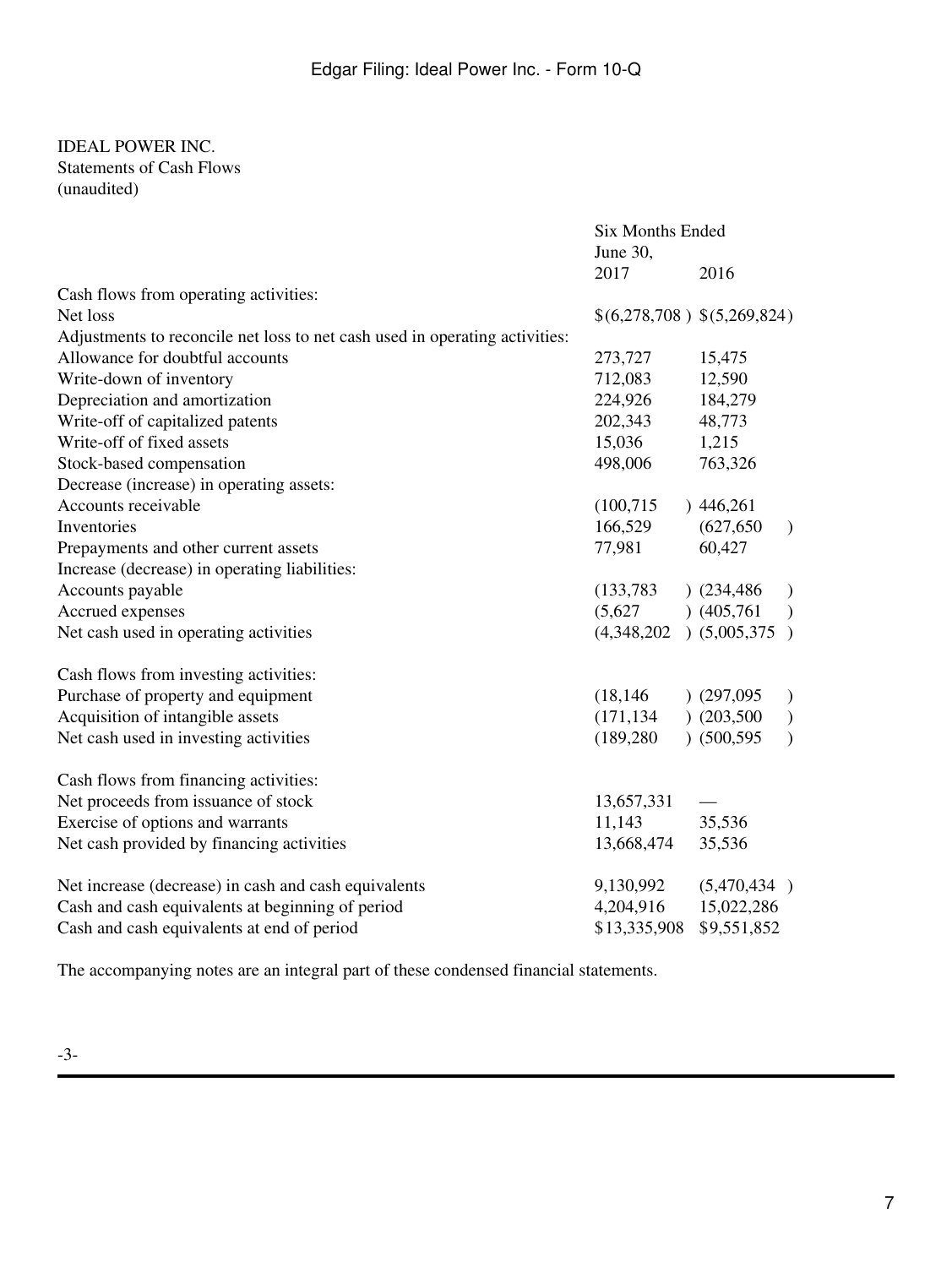IDEAL POWER INC.
Statements of Cash Flows
(unaudited)

| | Six Months Ended June 30, | |
|---|---|---|
| | 2017 | 2016 |
| Cash flows from operating activities: | | |
| Net loss | $(6,278,708) | $(5,269,824) |
| Adjustments to reconcile net loss to net cash used in operating activities: | | |
| Allowance for doubtful accounts | 273,727 | 15,475 |
| Write-down of inventory | 712,083 | 12,590 |
| Depreciation and amortization | 224,926 | 184,279 |
| Write-off of capitalized patents | 202,343 | 48,773 |
| Write-off of fixed assets | 15,036 | 1,215 |
| Stock-based compensation | 498,006 | 763,326 |
| Decrease (increase) in operating assets: | | |
| Accounts receivable | (100,715) | 446,261 |
| Inventories | 166,529 | (627,650) |
| Prepayments and other current assets | 77,981 | 60,427 |
| Increase (decrease) in operating liabilities: | | |
| Accounts payable | (133,783) | (234,486) |
| Accrued expenses | (5,627) | (405,761) |
| Net cash used in operating activities | (4,348,202) | (5,005,375) |
| | | |
| Cash flows from investing activities: | | |
| Purchase of property and equipment | (18,146) | (297,095) |
| Acquisition of intangible assets | (171,134) | (203,500) |
| Net cash used in investing activities | (189,280) | (500,595) |
| | | |
| Cash flows from financing activities: | | |
| Net proceeds from issuance of stock | 13,657,331 | — |
| Exercise of options and warrants | 11,143 | 35,536 |
| Net cash provided by financing activities | 13,668,474 | 35,536 |
| | | |
| Net increase (decrease) in cash and cash equivalents | 9,130,992 | (5,470,434) |
| Cash and cash equivalents at beginning of period | 4,204,916 | 15,022,286 |
| Cash and cash equivalents at end of period | $13,335,908 | $9,551,852 |

The accompanying notes are an integral part of these condensed financial statements.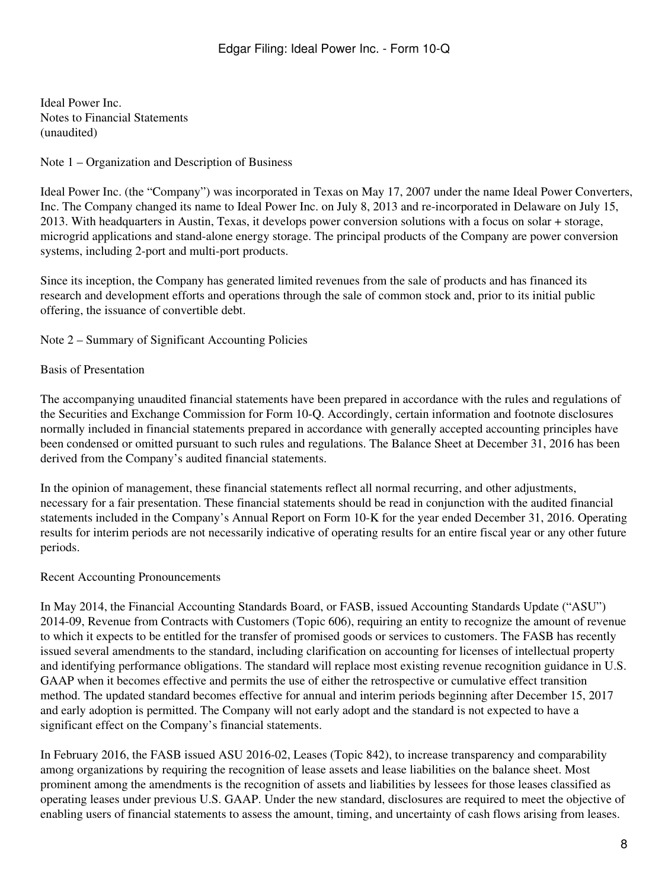Ideal Power Inc.
Notes to Financial Statements
(unaudited)

## Note 1 – Organization and Description of Business

Ideal Power Inc. (the "Company") was incorporated in Texas on May 17, 2007 under the name Ideal Power Converters, Inc. The Company changed its name to Ideal Power Inc. on July 8, 2013 and re-incorporated in Delaware on July 15, 2013. With headquarters in Austin, Texas, it develops power conversion solutions with a focus on solar + storage, microgrid applications and stand-alone energy storage. The principal products of the Company are power conversion systems, including 2-port and multi-port products.

Since its inception, the Company has generated limited revenues from the sale of products and has financed its research and development efforts and operations through the sale of common stock and, prior to its initial public offering, the issuance of convertible debt.

## Note 2 – Summary of Significant Accounting Policies

### Basis of Presentation

The accompanying unaudited financial statements have been prepared in accordance with the rules and regulations of the Securities and Exchange Commission for Form 10-Q. Accordingly, certain information and footnote disclosures normally included in financial statements prepared in accordance with generally accepted accounting principles have been condensed or omitted pursuant to such rules and regulations. The Balance Sheet at December 31, 2016 has been derived from the Company's audited financial statements.

In the opinion of management, these financial statements reflect all normal recurring, and other adjustments, necessary for a fair presentation. These financial statements should be read in conjunction with the audited financial statements included in the Company's Annual Report on Form 10-K for the year ended December 31, 2016. Operating results for interim periods are not necessarily indicative of operating results for an entire fiscal year or any other future periods.

### Recent Accounting Pronouncements

In May 2014, the Financial Accounting Standards Board, or FASB, issued Accounting Standards Update ("ASU") 2014-09, Revenue from Contracts with Customers (Topic 606), requiring an entity to recognize the amount of revenue to which it expects to be entitled for the transfer of promised goods or services to customers. The FASB has recently issued several amendments to the standard, including clarification on accounting for licenses of intellectual property and identifying performance obligations. The standard will replace most existing revenue recognition guidance in U.S. GAAP when it becomes effective and permits the use of either the retrospective or cumulative effect transition method. The updated standard becomes effective for annual and interim periods beginning after December 15, 2017 and early adoption is permitted. The Company will not early adopt and the standard is not expected to have a significant effect on the Company's financial statements.

In February 2016, the FASB issued ASU 2016-02, Leases (Topic 842), to increase transparency and comparability among organizations by requiring the recognition of lease assets and lease liabilities on the balance sheet. Most prominent among the amendments is the recognition of assets and liabilities by lessees for those leases classified as operating leases under previous U.S. GAAP. Under the new standard, disclosures are required to meet the objective of enabling users of financial statements to assess the amount, timing, and uncertainty of cash flows arising from leases.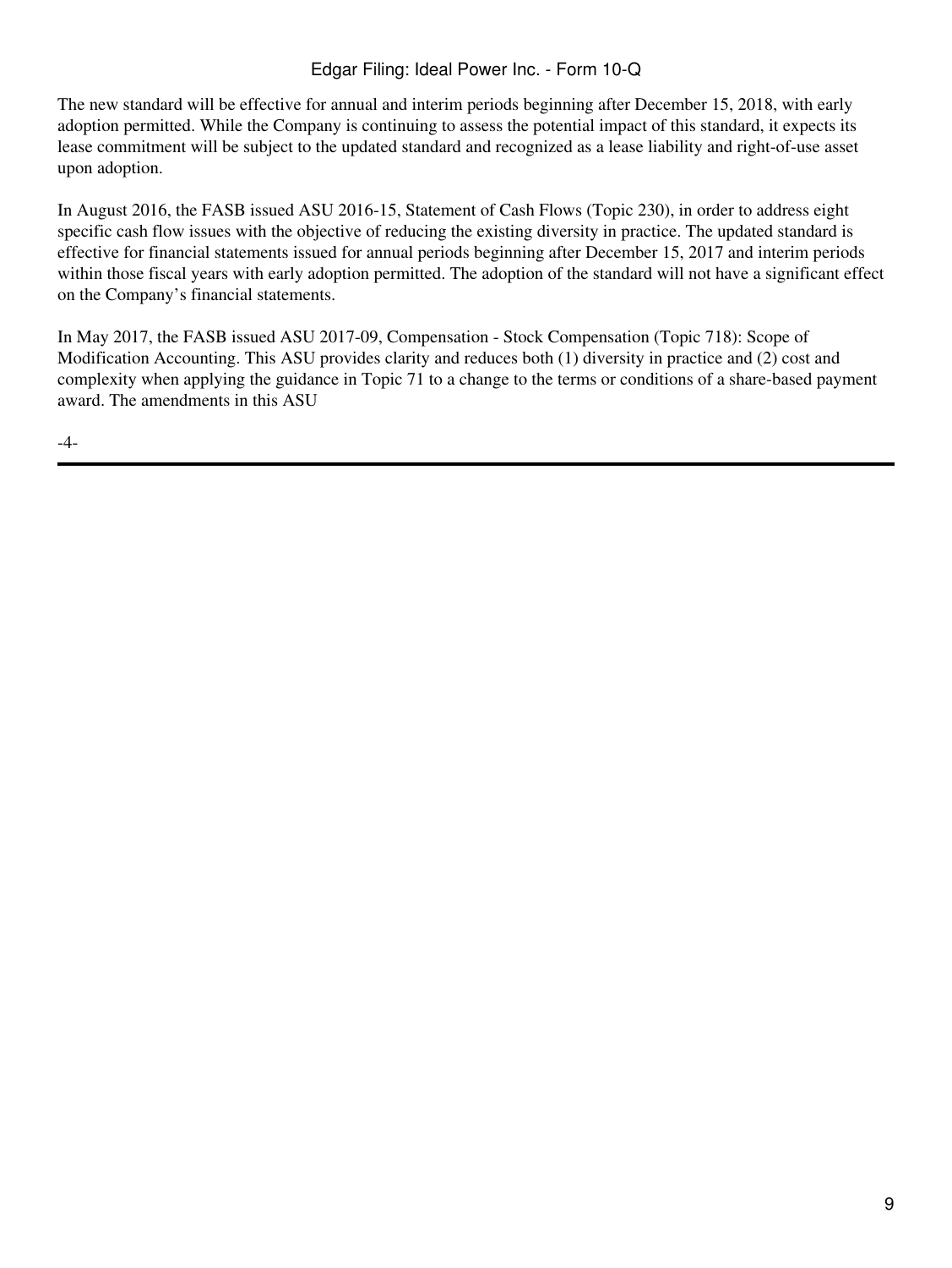The new standard will be effective for annual and interim periods beginning after December 15, 2018, with early adoption permitted. While the Company is continuing to assess the potential impact of this standard, it expects its lease commitment will be subject to the updated standard and recognized as a lease liability and right-of-use asset upon adoption.

In August 2016, the FASB issued ASU 2016-15, Statement of Cash Flows (Topic 230), in order to address eight specific cash flow issues with the objective of reducing the existing diversity in practice. The updated standard is effective for financial statements issued for annual periods beginning after December 15, 2017 and interim periods within those fiscal years with early adoption permitted. The adoption of the standard will not have a significant effect on the Company's financial statements.

In May 2017, the FASB issued ASU 2017-09, Compensation - Stock Compensation (Topic 718): Scope of Modification Accounting. This ASU provides clarity and reduces both (1) diversity in practice and (2) cost and complexity when applying the guidance in Topic 71 to a change to the terms or conditions of a share-based payment award. The amendments in this ASU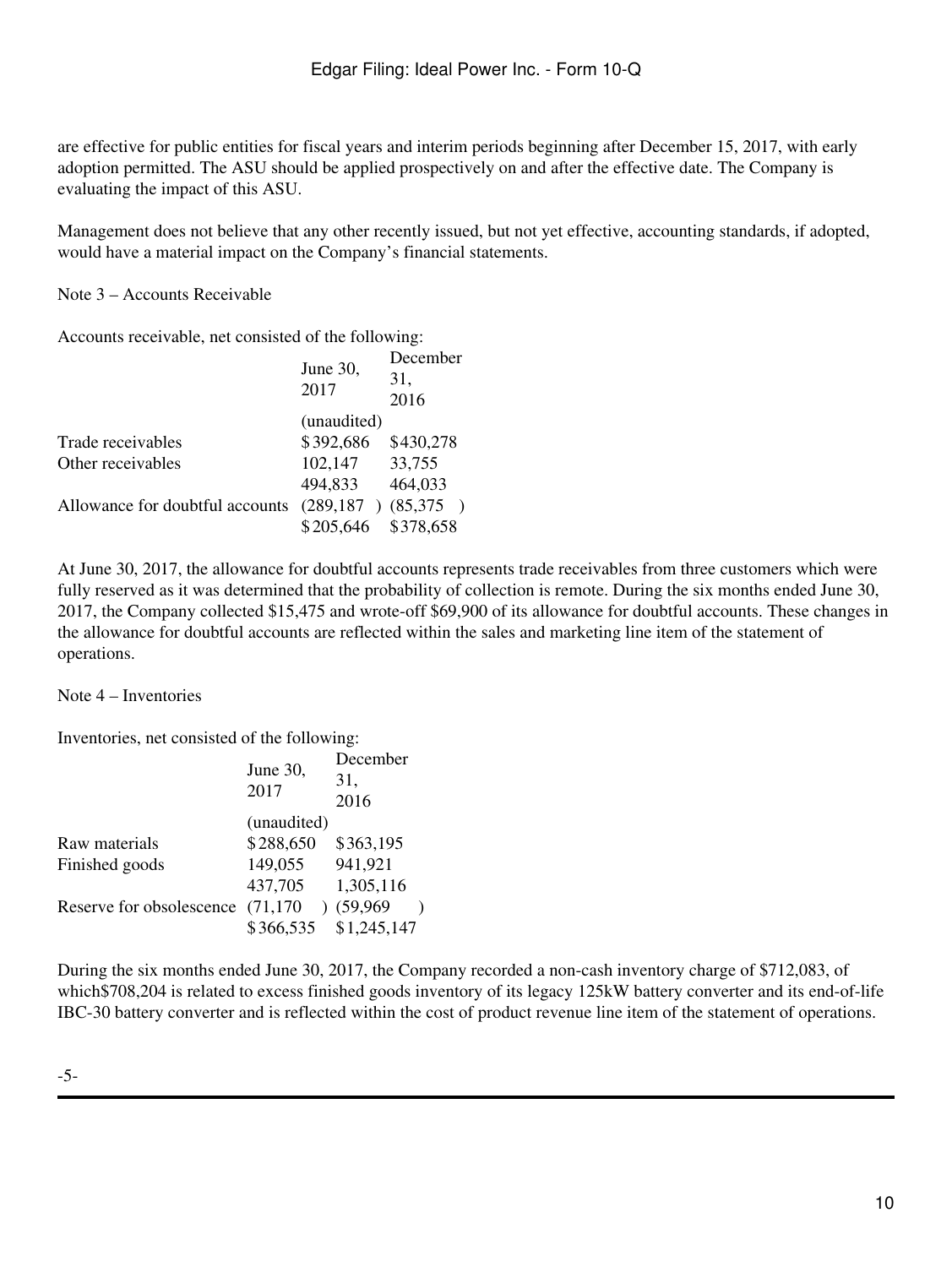are effective for public entities for fiscal years and interim periods beginning after December 15, 2017, with early adoption permitted. The ASU should be applied prospectively on and after the effective date. The Company is evaluating the impact of this ASU.

Management does not believe that any other recently issued, but not yet effective, accounting standards, if adopted, would have a material impact on the Company's financial statements.

Note 3 – Accounts Receivable

Accounts receivable, net consisted of the following:

| | June 30, 2017 | December 31, 2016 |
|---|---|---|
| | (unaudited) | |
| Trade receivables | $392,686 | $430,278 |
| Other receivables | 102,147 | 33,755 |
| | 494,833 | 464,033 |
| Allowance for doubtful accounts | (289,187 ) | (85,375 ) |
| | $205,646 | $378,658 |

At June 30, 2017, the allowance for doubtful accounts represents trade receivables from three customers which were fully reserved as it was determined that the probability of collection is remote. During the six months ended June 30, 2017, the Company collected $15,475 and wrote-off $69,900 of its allowance for doubtful accounts. These changes in the allowance for doubtful accounts are reflected within the sales and marketing line item of the statement of operations.

Note 4 – Inventories

Inventories, net consisted of the following:

| | June 30, 2017 | December 31, 2016 |
|---|---|---|
| | (unaudited) | |
| Raw materials | $288,650 | $363,195 |
| Finished goods | 149,055 | 941,921 |
| | 437,705 | 1,305,116 |
| Reserve for obsolescence | (71,170 ) | (59,969 ) |
| | $366,535 | $1,245,147 |

During the six months ended June 30, 2017, the Company recorded a non-cash inventory charge of $712,083, of which$708,204 is related to excess finished goods inventory of its legacy 125kW battery converter and its end-of-life IBC-30 battery converter and is reflected within the cost of product revenue line item of the statement of operations.

-5-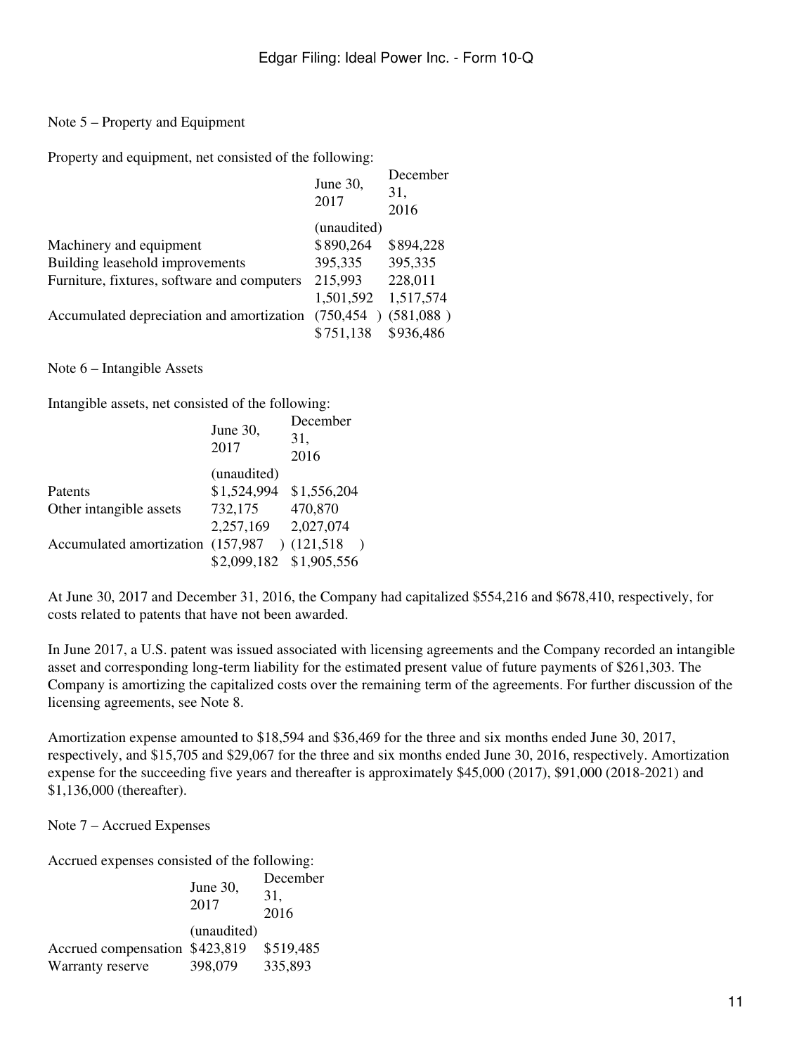Note 5 – Property and Equipment

Property and equipment, net consisted of the following:

| | June 30, 2017 | December 31, 2016 |
|---|---|---|
| | (unaudited) | |
| Machinery and equipment | $890,264 | $894,228 |
| Building leasehold improvements | 395,335 | 395,335 |
| Furniture, fixtures, software and computers | 215,993 | 228,011 |
| | 1,501,592 | 1,517,574 |
| Accumulated depreciation and amortization | (750,454) | (581,088) |
| | $751,138 | $936,486 |

Note 6 – Intangible Assets

Intangible assets, net consisted of the following:

| | June 30, 2017 | December 31, 2016 |
|---|---|---|
| | (unaudited) | |
| Patents | $1,524,994 | $1,556,204 |
| Other intangible assets | 732,175 | 470,870 |
| | 2,257,169 | 2,027,074 |
| Accumulated amortization | (157,987) | (121,518) |
| | $2,099,182 | $1,905,556 |

At June 30, 2017 and December 31, 2016, the Company had capitalized $554,216 and $678,410, respectively, for costs related to patents that have not been awarded.

In June 2017, a U.S. patent was issued associated with licensing agreements and the Company recorded an intangible asset and corresponding long-term liability for the estimated present value of future payments of $261,303. The Company is amortizing the capitalized costs over the remaining term of the agreements. For further discussion of the licensing agreements, see Note 8.

Amortization expense amounted to $18,594 and $36,469 for the three and six months ended June 30, 2017, respectively, and $15,705 and $29,067 for the three and six months ended June 30, 2016, respectively. Amortization expense for the succeeding five years and thereafter is approximately $45,000 (2017), $91,000 (2018-2021) and $1,136,000 (thereafter).

Note 7 – Accrued Expenses

Accrued expenses consisted of the following:

| | June 30, 2017 | December 31, 2016 |
|---|---|---|
| | (unaudited) | |
| Accrued compensation | $423,819 | $519,485 |
| Warranty reserve | 398,079 | 335,893 |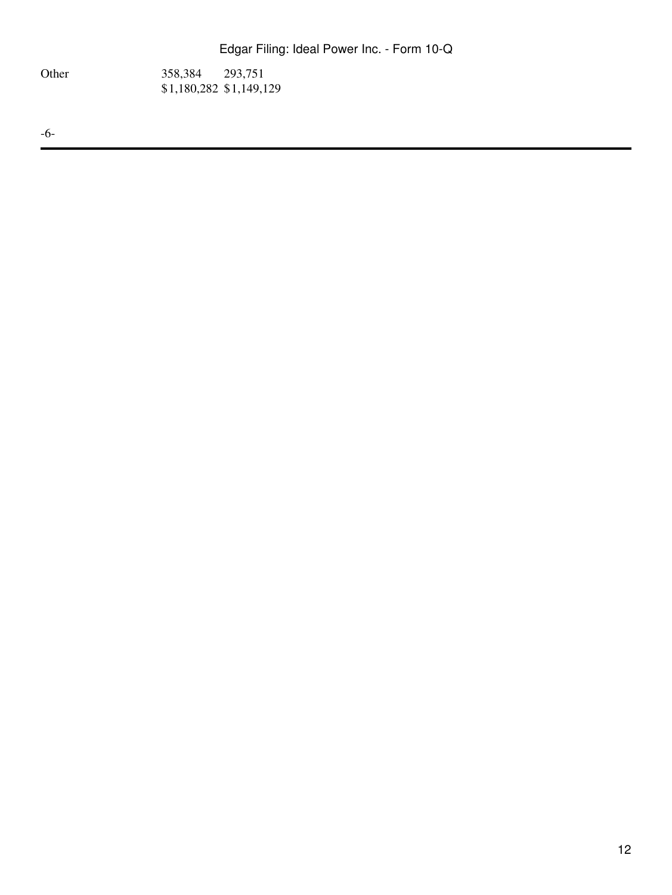| | | |
|---|---|---|
| Other | 358,384 | 293,751 |
| | $1,180,282 | $1,149,129 |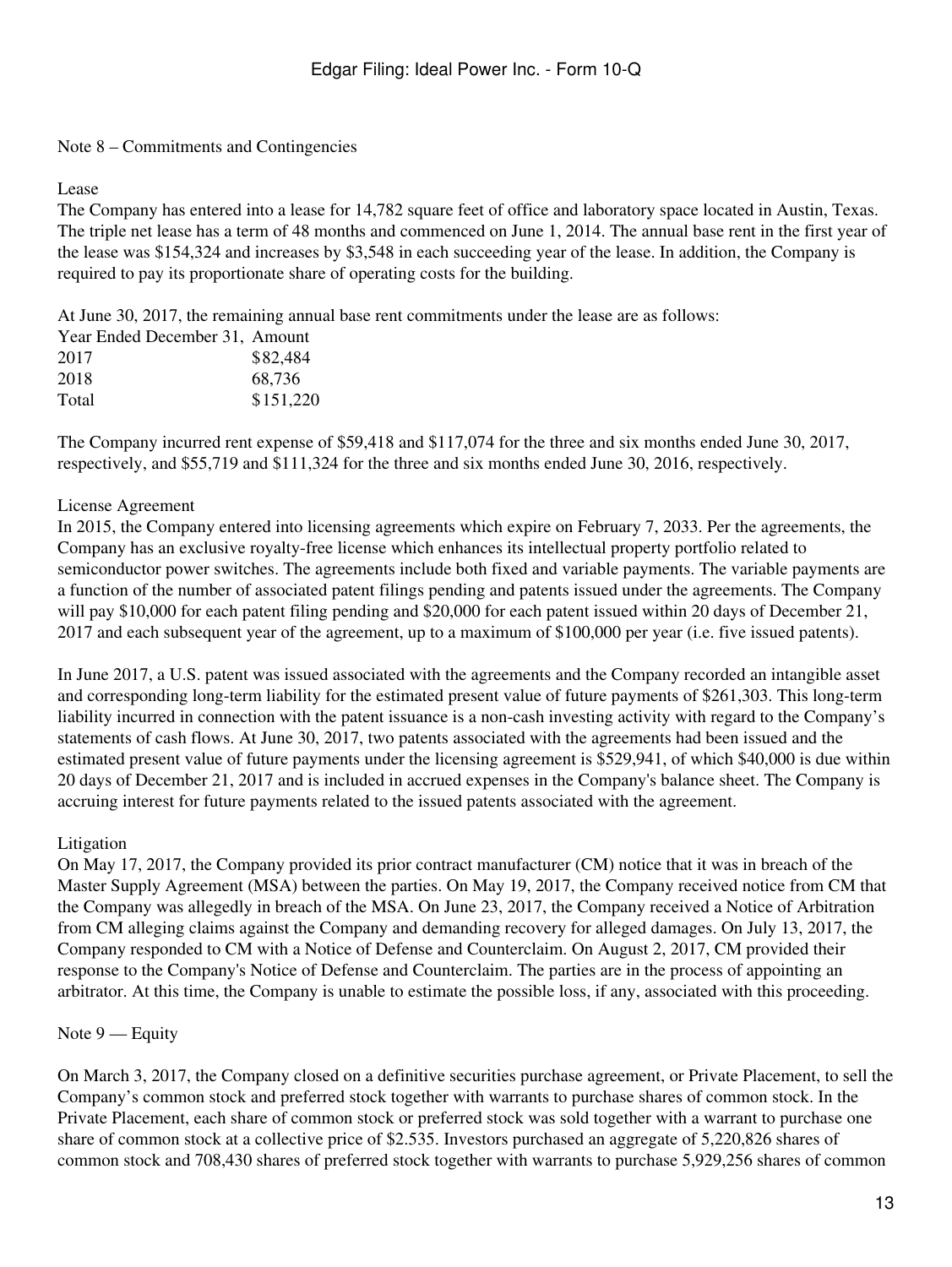Note 8 – Commitments and Contingencies

Lease

The Company has entered into a lease for 14,782 square feet of office and laboratory space located in Austin, Texas. The triple net lease has a term of 48 months and commenced on June 1, 2014. The annual base rent in the first year of the lease was $154,324 and increases by $3,548 in each succeeding year of the lease. In addition, the Company is required to pay its proportionate share of operating costs for the building.

At June 30, 2017, the remaining annual base rent commitments under the lease are as follows:

| Year Ended December 31, | Amount |
|---|---|
| 2017 | $82,484 |
| 2018 | 68,736 |
| Total | $151,220 |

The Company incurred rent expense of $59,418 and $117,074 for the three and six months ended June 30, 2017, respectively, and $55,719 and $111,324 for the three and six months ended June 30, 2016, respectively.

License Agreement

In 2015, the Company entered into licensing agreements which expire on February 7, 2033. Per the agreements, the Company has an exclusive royalty-free license which enhances its intellectual property portfolio related to semiconductor power switches. The agreements include both fixed and variable payments. The variable payments are a function of the number of associated patent filings pending and patents issued under the agreements. The Company will pay $10,000 for each patent filing pending and $20,000 for each patent issued within 20 days of December 21, 2017 and each subsequent year of the agreement, up to a maximum of $100,000 per year (i.e. five issued patents).

In June 2017, a U.S. patent was issued associated with the agreements and the Company recorded an intangible asset and corresponding long-term liability for the estimated present value of future payments of $261,303. This long-term liability incurred in connection with the patent issuance is a non-cash investing activity with regard to the Company's statements of cash flows. At June 30, 2017, two patents associated with the agreements had been issued and the estimated present value of future payments under the licensing agreement is $529,941, of which $40,000 is due within 20 days of December 21, 2017 and is included in accrued expenses in the Company's balance sheet. The Company is accruing interest for future payments related to the issued patents associated with the agreement.

Litigation

On May 17, 2017, the Company provided its prior contract manufacturer (CM) notice that it was in breach of the Master Supply Agreement (MSA) between the parties. On May 19, 2017, the Company received notice from CM that the Company was allegedly in breach of the MSA. On June 23, 2017, the Company received a Notice of Arbitration from CM alleging claims against the Company and demanding recovery for alleged damages. On July 13, 2017, the Company responded to CM with a Notice of Defense and Counterclaim. On August 2, 2017, CM provided their response to the Company's Notice of Defense and Counterclaim. The parties are in the process of appointing an arbitrator. At this time, the Company is unable to estimate the possible loss, if any, associated with this proceeding.

Note 9 — Equity

On March 3, 2017, the Company closed on a definitive securities purchase agreement, or Private Placement, to sell the Company's common stock and preferred stock together with warrants to purchase shares of common stock. In the Private Placement, each share of common stock or preferred stock was sold together with a warrant to purchase one share of common stock at a collective price of $2.535. Investors purchased an aggregate of 5,220,826 shares of common stock and 708,430 shares of preferred stock together with warrants to purchase 5,929,256 shares of common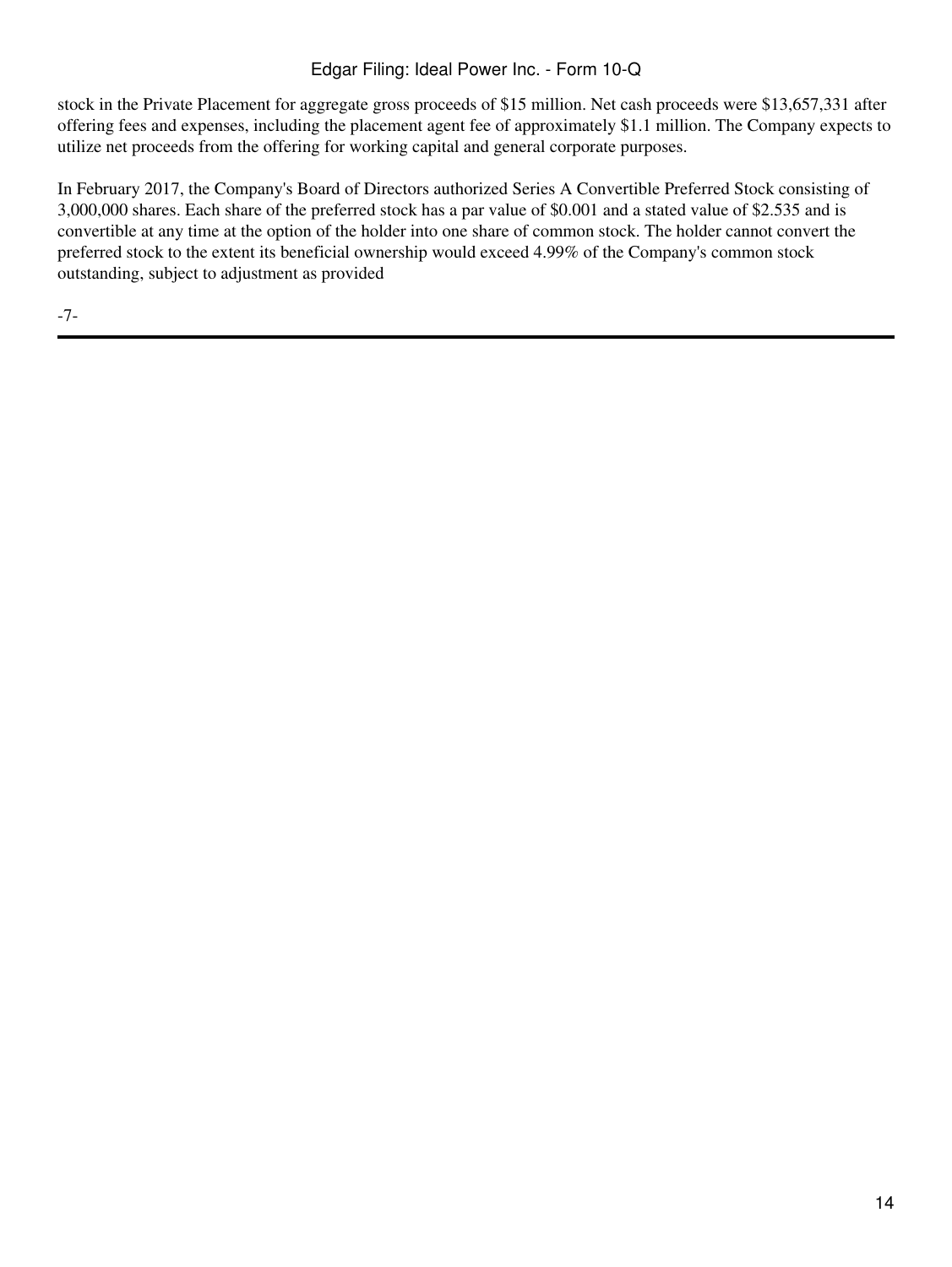stock in the Private Placement for aggregate gross proceeds of $15 million. Net cash proceeds were $13,657,331 after offering fees and expenses, including the placement agent fee of approximately $1.1 million. The Company expects to utilize net proceeds from the offering for working capital and general corporate purposes.

In February 2017, the Company's Board of Directors authorized Series A Convertible Preferred Stock consisting of 3,000,000 shares. Each share of the preferred stock has a par value of $0.001 and a stated value of $2.535 and is convertible at any time at the option of the holder into one share of common stock. The holder cannot convert the preferred stock to the extent its beneficial ownership would exceed 4.99% of the Company's common stock outstanding, subject to adjustment as provided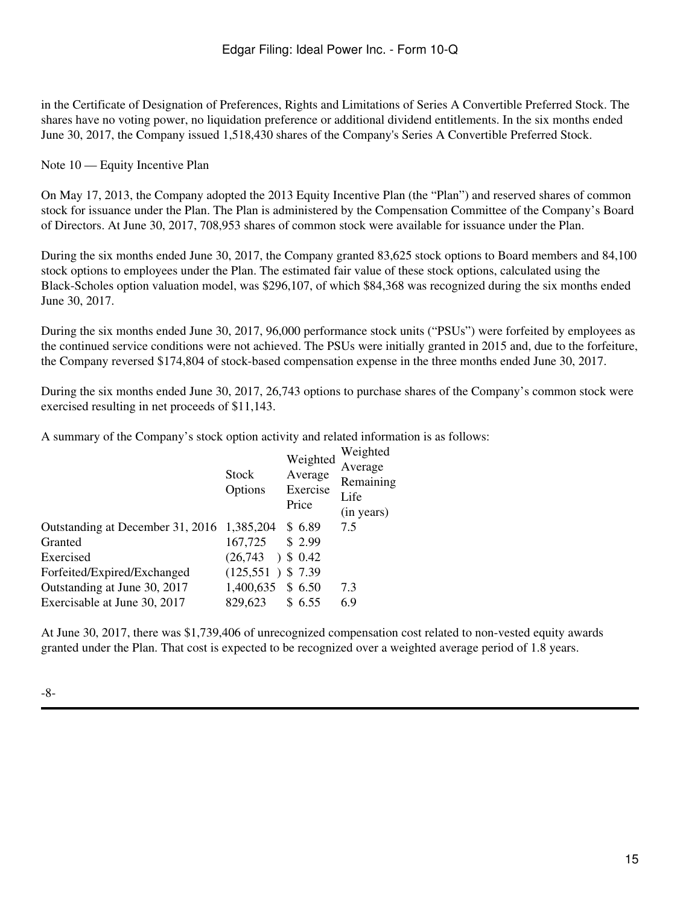in the Certificate of Designation of Preferences, Rights and Limitations of Series A Convertible Preferred Stock. The shares have no voting power, no liquidation preference or additional dividend entitlements. In the six months ended June 30, 2017, the Company issued 1,518,430 shares of the Company's Series A Convertible Preferred Stock.

Note 10 — Equity Incentive Plan

On May 17, 2013, the Company adopted the 2013 Equity Incentive Plan (the "Plan") and reserved shares of common stock for issuance under the Plan. The Plan is administered by the Compensation Committee of the Company's Board of Directors. At June 30, 2017, 708,953 shares of common stock were available for issuance under the Plan.

During the six months ended June 30, 2017, the Company granted 83,625 stock options to Board members and 84,100 stock options to employees under the Plan. The estimated fair value of these stock options, calculated using the Black-Scholes option valuation model, was $296,107, of which $84,368 was recognized during the six months ended June 30, 2017.

During the six months ended June 30, 2017, 96,000 performance stock units ("PSUs") were forfeited by employees as the continued service conditions were not achieved. The PSUs were initially granted in 2015 and, due to the forfeiture, the Company reversed $174,804 of stock-based compensation expense in the three months ended June 30, 2017.

During the six months ended June 30, 2017, 26,743 options to purchase shares of the Company's common stock were exercised resulting in net proceeds of $11,143.

A summary of the Company's stock option activity and related information is as follows:

| | Stock Options | Weighted Average Exercise Price | Weighted Average Remaining Life (in years) |
|---|---|---|---|
| Outstanding at December 31, 2016 | 1,385,204 | $ 6.89 | 7.5 |
| Granted | 167,725 | $ 2.99 | |
| Exercised | (26,743 ) | $ 0.42 | |
| Forfeited/Expired/Exchanged | (125,551 ) | $ 7.39 | |
| Outstanding at June 30, 2017 | 1,400,635 | $ 6.50 | 7.3 |
| Exercisable at June 30, 2017 | 829,623 | $ 6.55 | 6.9 |

At June 30, 2017, there was $1,739,406 of unrecognized compensation cost related to non-vested equity awards granted under the Plan. That cost is expected to be recognized over a weighted average period of 1.8 years.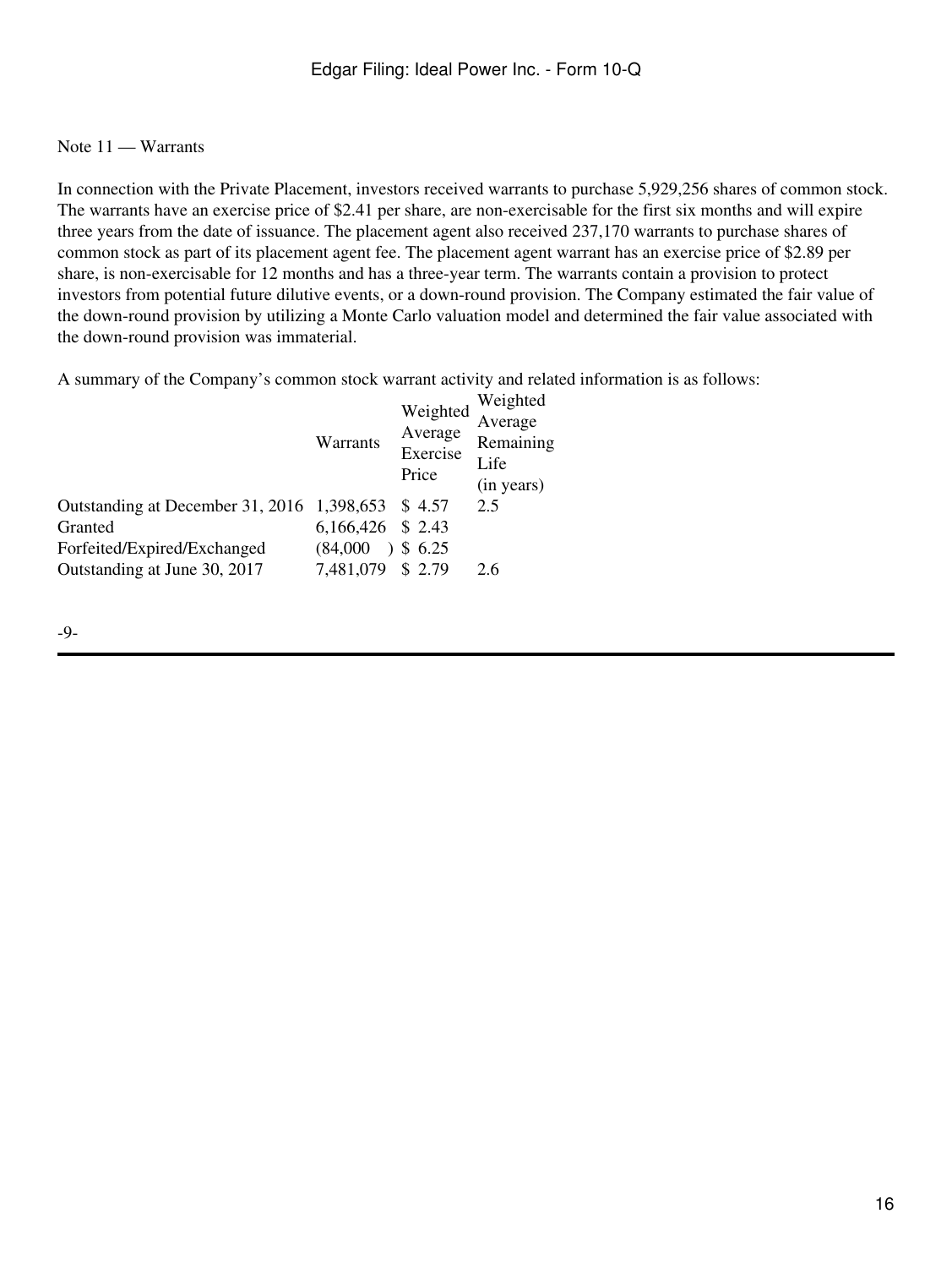Note 11 — Warrants

In connection with the Private Placement, investors received warrants to purchase 5,929,256 shares of common stock. The warrants have an exercise price of $2.41 per share, are non-exercisable for the first six months and will expire three years from the date of issuance. The placement agent also received 237,170 warrants to purchase shares of common stock as part of its placement agent fee. The placement agent warrant has an exercise price of $2.89 per share, is non-exercisable for 12 months and has a three-year term. The warrants contain a provision to protect investors from potential future dilutive events, or a down-round provision. The Company estimated the fair value of the down-round provision by utilizing a Monte Carlo valuation model and determined the fair value associated with the down-round provision was immaterial.

A summary of the Company's common stock warrant activity and related information is as follows:

| | Warrants | Weighted Average Exercise Price | Weighted Average Remaining Life (in years) |
|---|---|---|---|
| Outstanding at December 31, 2016 | 1,398,653 | $ 4.57 | 2.5 |
| Granted | 6,166,426 | $ 2.43 | |
| Forfeited/Expired/Exchanged | (84,000 ) | $ 6.25 | |
| Outstanding at June 30, 2017 | 7,481,079 | $ 2.79 | 2.6 |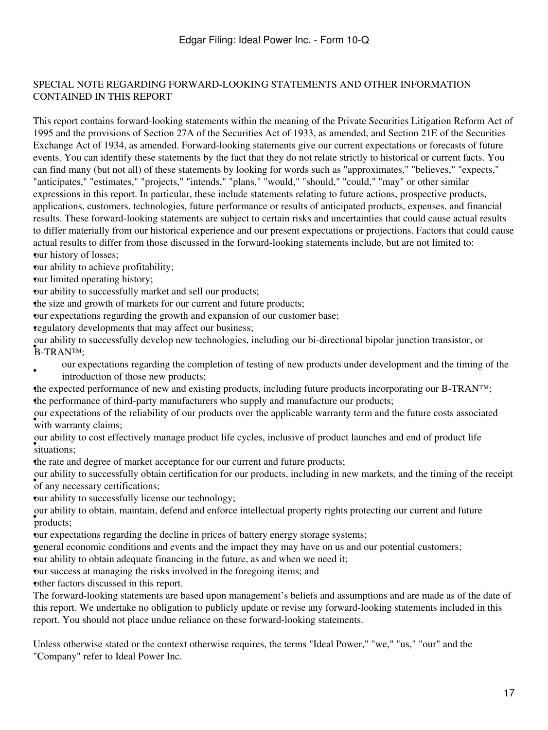SPECIAL NOTE REGARDING FORWARD-LOOKING STATEMENTS AND OTHER INFORMATION CONTAINED IN THIS REPORT

This report contains forward-looking statements within the meaning of the Private Securities Litigation Reform Act of 1995 and the provisions of Section 27A of the Securities Act of 1933, as amended, and Section 21E of the Securities Exchange Act of 1934, as amended. Forward-looking statements give our current expectations or forecasts of future events. You can identify these statements by the fact that they do not relate strictly to historical or current facts. You can find many (but not all) of these statements by looking for words such as "approximates," "believes," "expects," "anticipates," "estimates," "projects," "intends," "plans," "would," "should," "could," "may" or other similar expressions in this report. In particular, these include statements relating to future actions, prospective products, applications, customers, technologies, future performance or results of anticipated products, expenses, and financial results. These forward-looking statements are subject to certain risks and uncertainties that could cause actual results to differ materially from our historical experience and our present expectations or projections. Factors that could cause actual results to differ from those discussed in the forward-looking statements include, but are not limited to:

- our history of losses;
- our ability to achieve profitability;
- our limited operating history;
- our ability to successfully market and sell our products;
- the size and growth of markets for our current and future products;
- our expectations regarding the growth and expansion of our customer base;
- regulatory developments that may affect our business;
- our ability to successfully develop new technologies, including our bi-directional bipolar junction transistor, or B-TRAN™;
- our expectations regarding the completion of testing of new products under development and the timing of the introduction of those new products;
- the expected performance of new and existing products, including future products incorporating our B-TRAN™;
- the performance of third-party manufacturers who supply and manufacture our products;
- our expectations of the reliability of our products over the applicable warranty term and the future costs associated with warranty claims;
- our ability to cost effectively manage product life cycles, inclusive of product launches and end of product life situations;
- the rate and degree of market acceptance for our current and future products;
- our ability to successfully obtain certification for our products, including in new markets, and the timing of the receipt of any necessary certifications;
- our ability to successfully license our technology;
- our ability to obtain, maintain, defend and enforce intellectual property rights protecting our current and future products;
- our expectations regarding the decline in prices of battery energy storage systems;
- general economic conditions and events and the impact they may have on us and our potential customers;
- our ability to obtain adequate financing in the future, as and when we need it;
- our success at managing the risks involved in the foregoing items; and
- other factors discussed in this report.

The forward-looking statements are based upon management's beliefs and assumptions and are made as of the date of this report. We undertake no obligation to publicly update or revise any forward-looking statements included in this report. You should not place undue reliance on these forward-looking statements.

Unless otherwise stated or the context otherwise requires, the terms "Ideal Power," "we," "us," "our" and the "Company" refer to Ideal Power Inc.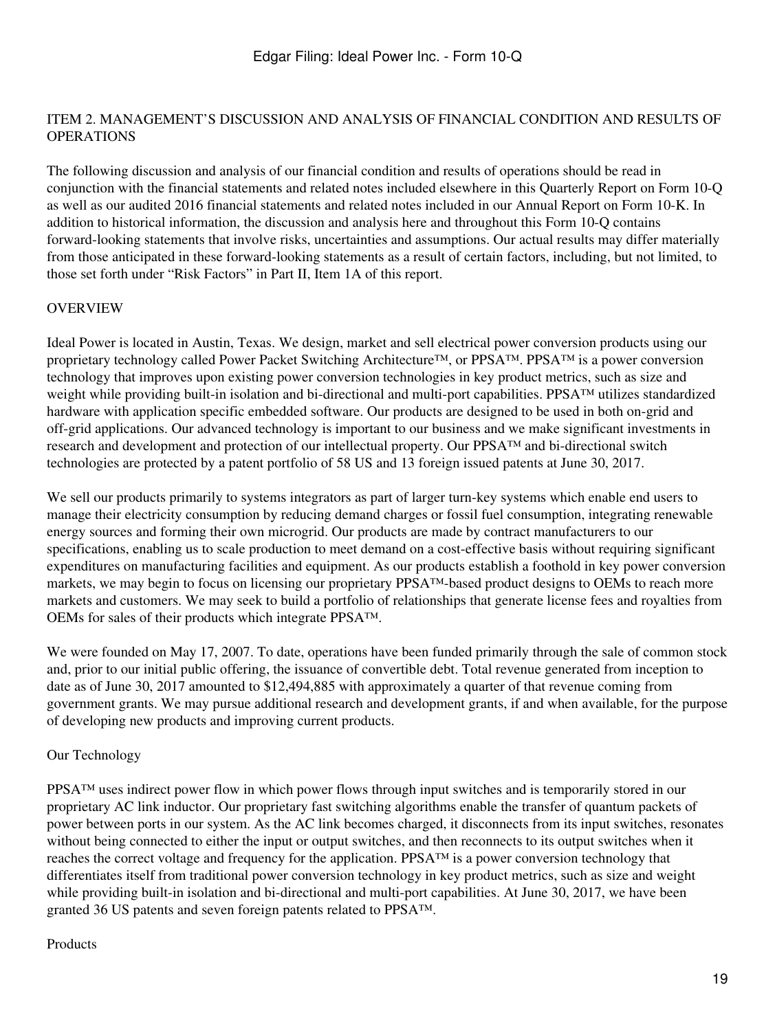## ITEM 2. MANAGEMENT'S DISCUSSION AND ANALYSIS OF FINANCIAL CONDITION AND RESULTS OF OPERATIONS

The following discussion and analysis of our financial condition and results of operations should be read in conjunction with the financial statements and related notes included elsewhere in this Quarterly Report on Form 10-Q as well as our audited 2016 financial statements and related notes included in our Annual Report on Form 10-K. In addition to historical information, the discussion and analysis here and throughout this Form 10-Q contains forward-looking statements that involve risks, uncertainties and assumptions. Our actual results may differ materially from those anticipated in these forward-looking statements as a result of certain factors, including, but not limited, to those set forth under "Risk Factors" in Part II, Item 1A of this report.

### OVERVIEW

Ideal Power is located in Austin, Texas. We design, market and sell electrical power conversion products using our proprietary technology called Power Packet Switching Architecture™, or PPSA™. PPSA™ is a power conversion technology that improves upon existing power conversion technologies in key product metrics, such as size and weight while providing built-in isolation and bi-directional and multi-port capabilities. PPSA™ utilizes standardized hardware with application specific embedded software. Our products are designed to be used in both on-grid and off-grid applications. Our advanced technology is important to our business and we make significant investments in research and development and protection of our intellectual property. Our PPSA™ and bi-directional switch technologies are protected by a patent portfolio of 58 US and 13 foreign issued patents at June 30, 2017.

We sell our products primarily to systems integrators as part of larger turn-key systems which enable end users to manage their electricity consumption by reducing demand charges or fossil fuel consumption, integrating renewable energy sources and forming their own microgrid. Our products are made by contract manufacturers to our specifications, enabling us to scale production to meet demand on a cost-effective basis without requiring significant expenditures on manufacturing facilities and equipment. As our products establish a foothold in key power conversion markets, we may begin to focus on licensing our proprietary PPSA™-based product designs to OEMs to reach more markets and customers. We may seek to build a portfolio of relationships that generate license fees and royalties from OEMs for sales of their products which integrate PPSA™.

We were founded on May 17, 2007. To date, operations have been funded primarily through the sale of common stock and, prior to our initial public offering, the issuance of convertible debt. Total revenue generated from inception to date as of June 30, 2017 amounted to $12,494,885 with approximately a quarter of that revenue coming from government grants. We may pursue additional research and development grants, if and when available, for the purpose of developing new products and improving current products.

#### Our Technology

PPSA™ uses indirect power flow in which power flows through input switches and is temporarily stored in our proprietary AC link inductor. Our proprietary fast switching algorithms enable the transfer of quantum packets of power between ports in our system. As the AC link becomes charged, it disconnects from its input switches, resonates without being connected to either the input or output switches, and then reconnects to its output switches when it reaches the correct voltage and frequency for the application. PPSA™ is a power conversion technology that differentiates itself from traditional power conversion technology in key product metrics, such as size and weight while providing built-in isolation and bi-directional and multi-port capabilities. At June 30, 2017, we have been granted 36 US patents and seven foreign patents related to PPSA™.

#### Products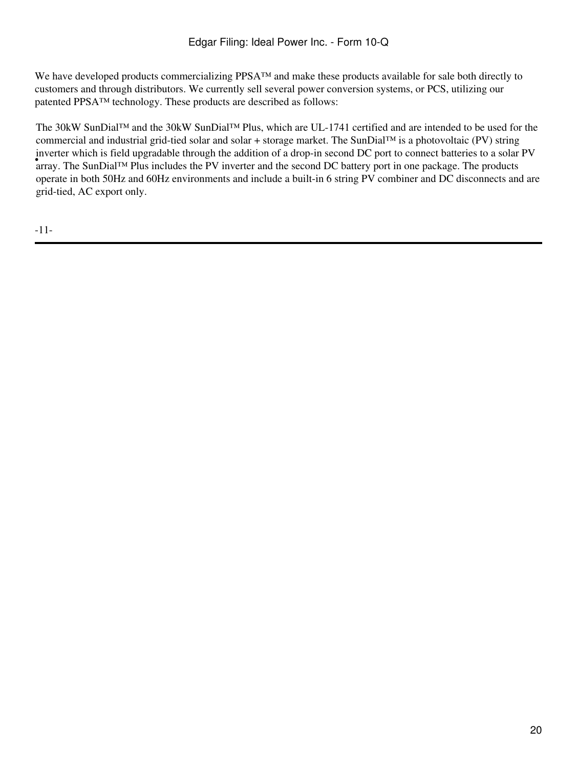We have developed products commercializing PPSA™ and make these products available for sale both directly to customers and through distributors. We currently sell several power conversion systems, or PCS, utilizing our patented PPSA™ technology. These products are described as follows:

- The 30kW SunDial™ and the 30kW SunDial™ Plus, which are UL-1741 certified and are intended to be used for the commercial and industrial grid-tied solar and solar + storage market. The SunDial™ is a photovoltaic (PV) string inverter which is field upgradable through the addition of a drop-in second DC port to connect batteries to a solar PV array. The SunDial™ Plus includes the PV inverter and the second DC battery port in one package. The products operate in both 50Hz and 60Hz environments and include a built-in 6 string PV combiner and DC disconnects and are grid-tied, AC export only.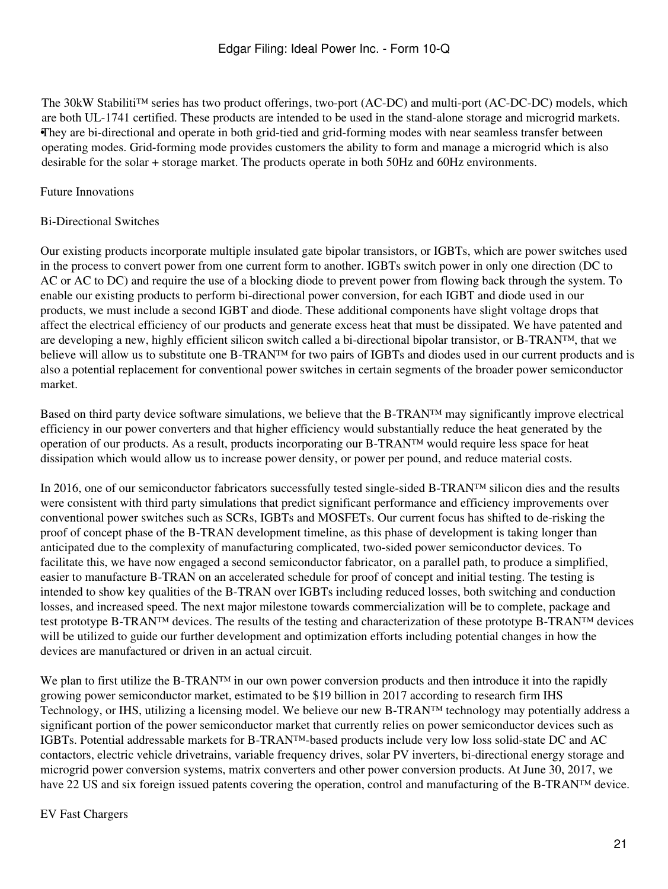- The 30kW Stabiliti™ series has two product offerings, two-port (AC-DC) and multi-port (AC-DC-DC) models, which are both UL-1741 certified. These products are intended to be used in the stand-alone storage and microgrid markets. They are bi-directional and operate in both grid-tied and grid-forming modes with near seamless transfer between operating modes. Grid-forming mode provides customers the ability to form and manage a microgrid which is also desirable for the solar + storage market. The products operate in both 50Hz and 60Hz environments.

Future Innovations

Bi-Directional Switches

Our existing products incorporate multiple insulated gate bipolar transistors, or IGBTs, which are power switches used in the process to convert power from one current form to another. IGBTs switch power in only one direction (DC to AC or AC to DC) and require the use of a blocking diode to prevent power from flowing back through the system. To enable our existing products to perform bi-directional power conversion, for each IGBT and diode used in our products, we must include a second IGBT and diode. These additional components have slight voltage drops that affect the electrical efficiency of our products and generate excess heat that must be dissipated. We have patented and are developing a new, highly efficient silicon switch called a bi-directional bipolar transistor, or B-TRAN™, that we believe will allow us to substitute one B-TRAN™ for two pairs of IGBTs and diodes used in our current products and is also a potential replacement for conventional power switches in certain segments of the broader power semiconductor market.

Based on third party device software simulations, we believe that the B-TRAN™ may significantly improve electrical efficiency in our power converters and that higher efficiency would substantially reduce the heat generated by the operation of our products. As a result, products incorporating our B-TRAN™ would require less space for heat dissipation which would allow us to increase power density, or power per pound, and reduce material costs.

In 2016, one of our semiconductor fabricators successfully tested single-sided B-TRAN™ silicon dies and the results were consistent with third party simulations that predict significant performance and efficiency improvements over conventional power switches such as SCRs, IGBTs and MOSFETs. Our current focus has shifted to de-risking the proof of concept phase of the B-TRAN development timeline, as this phase of development is taking longer than anticipated due to the complexity of manufacturing complicated, two-sided power semiconductor devices. To facilitate this, we have now engaged a second semiconductor fabricator, on a parallel path, to produce a simplified, easier to manufacture B-TRAN on an accelerated schedule for proof of concept and initial testing. The testing is intended to show key qualities of the B-TRAN over IGBTs including reduced losses, both switching and conduction losses, and increased speed. The next major milestone towards commercialization will be to complete, package and test prototype B-TRAN™ devices. The results of the testing and characterization of these prototype B-TRAN™ devices will be utilized to guide our further development and optimization efforts including potential changes in how the devices are manufactured or driven in an actual circuit.

We plan to first utilize the B-TRAN™ in our own power conversion products and then introduce it into the rapidly growing power semiconductor market, estimated to be $19 billion in 2017 according to research firm IHS Technology, or IHS, utilizing a licensing model. We believe our new B-TRAN™ technology may potentially address a significant portion of the power semiconductor market that currently relies on power semiconductor devices such as IGBTs. Potential addressable markets for B-TRAN™-based products include very low loss solid-state DC and AC contactors, electric vehicle drivetrains, variable frequency drives, solar PV inverters, bi-directional energy storage and microgrid power conversion systems, matrix converters and other power conversion products. At June 30, 2017, we have 22 US and six foreign issued patents covering the operation, control and manufacturing of the B-TRAN™ device.

EV Fast Chargers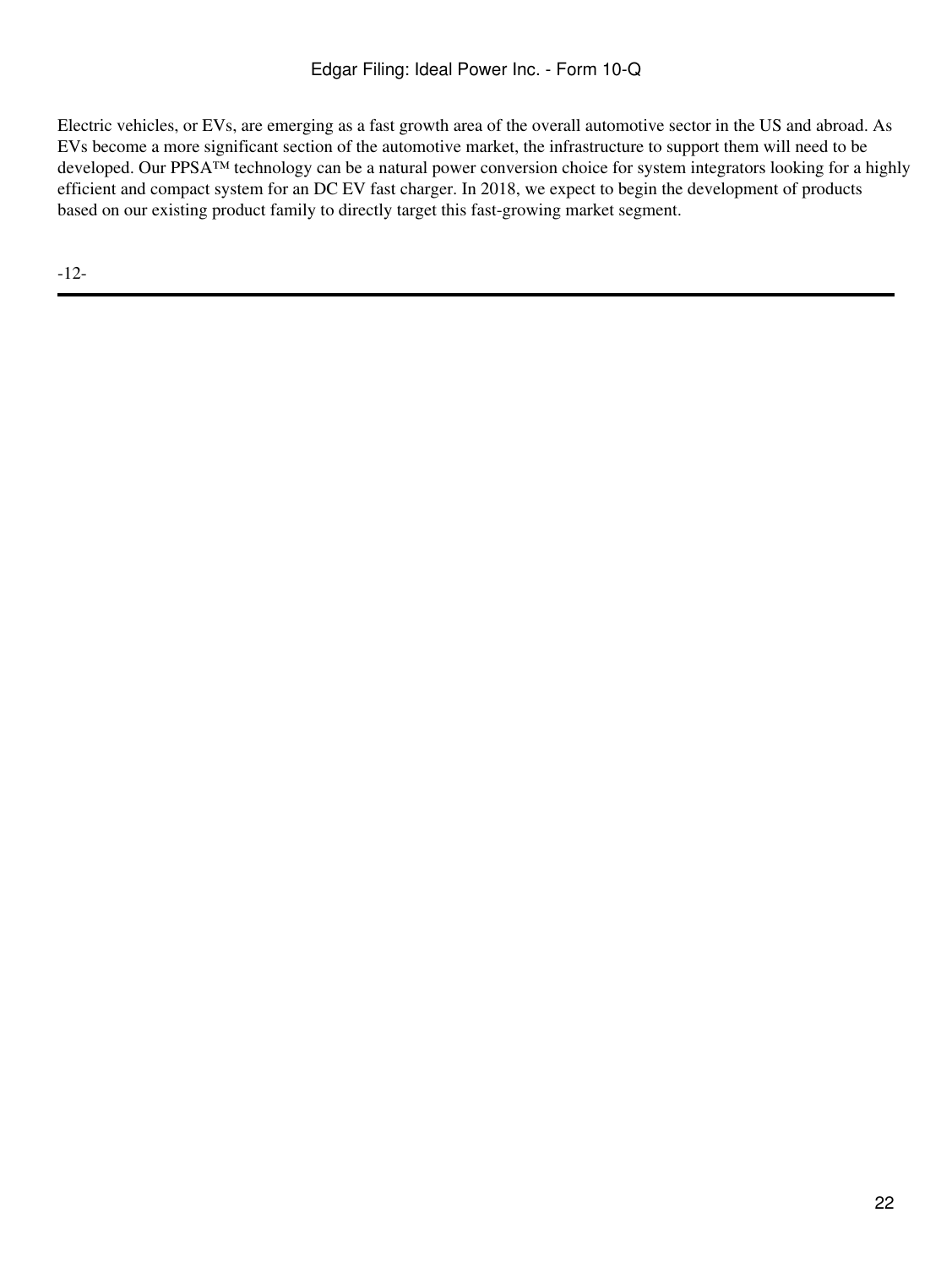Electric vehicles, or EVs, are emerging as a fast growth area of the overall automotive sector in the US and abroad. As EVs become a more significant section of the automotive market, the infrastructure to support them will need to be developed. Our PPSA™ technology can be a natural power conversion choice for system integrators looking for a highly efficient and compact system for an DC EV fast charger. In 2018, we expect to begin the development of products based on our existing product family to directly target this fast-growing market segment.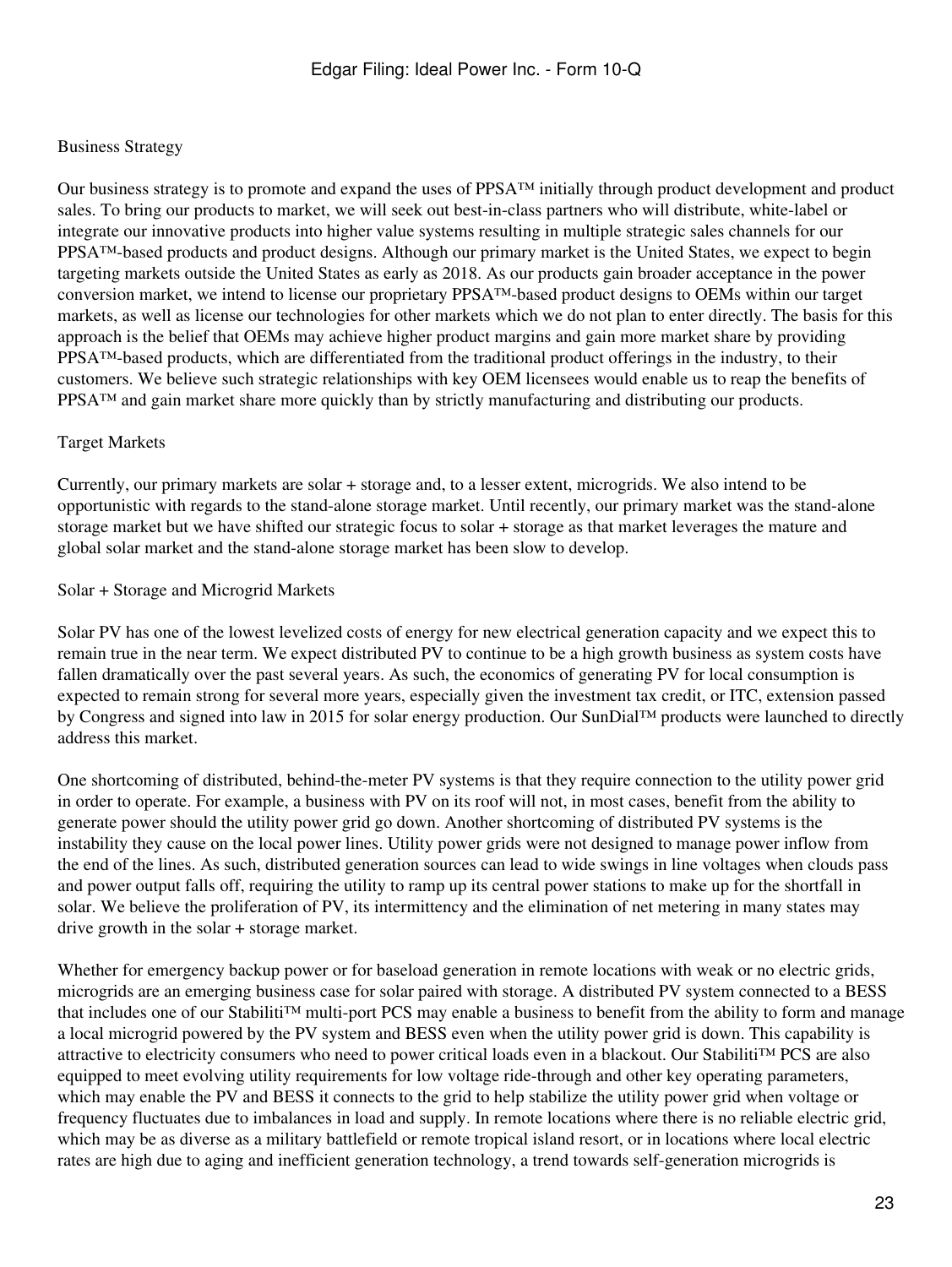Business Strategy

Our business strategy is to promote and expand the uses of PPSA™ initially through product development and product sales. To bring our products to market, we will seek out best-in-class partners who will distribute, white-label or integrate our innovative products into higher value systems resulting in multiple strategic sales channels for our PPSA™-based products and product designs. Although our primary market is the United States, we expect to begin targeting markets outside the United States as early as 2018. As our products gain broader acceptance in the power conversion market, we intend to license our proprietary PPSA™-based product designs to OEMs within our target markets, as well as license our technologies for other markets which we do not plan to enter directly. The basis for this approach is the belief that OEMs may achieve higher product margins and gain more market share by providing PPSA™-based products, which are differentiated from the traditional product offerings in the industry, to their customers. We believe such strategic relationships with key OEM licensees would enable us to reap the benefits of PPSA™ and gain market share more quickly than by strictly manufacturing and distributing our products.

Target Markets

Currently, our primary markets are solar + storage and, to a lesser extent, microgrids. We also intend to be opportunistic with regards to the stand-alone storage market. Until recently, our primary market was the stand-alone storage market but we have shifted our strategic focus to solar + storage as that market leverages the mature and global solar market and the stand-alone storage market has been slow to develop.

Solar + Storage and Microgrid Markets

Solar PV has one of the lowest levelized costs of energy for new electrical generation capacity and we expect this to remain true in the near term. We expect distributed PV to continue to be a high growth business as system costs have fallen dramatically over the past several years. As such, the economics of generating PV for local consumption is expected to remain strong for several more years, especially given the investment tax credit, or ITC, extension passed by Congress and signed into law in 2015 for solar energy production. Our SunDial™ products were launched to directly address this market.

One shortcoming of distributed, behind-the-meter PV systems is that they require connection to the utility power grid in order to operate. For example, a business with PV on its roof will not, in most cases, benefit from the ability to generate power should the utility power grid go down. Another shortcoming of distributed PV systems is the instability they cause on the local power lines. Utility power grids were not designed to manage power inflow from the end of the lines. As such, distributed generation sources can lead to wide swings in line voltages when clouds pass and power output falls off, requiring the utility to ramp up its central power stations to make up for the shortfall in solar. We believe the proliferation of PV, its intermittency and the elimination of net metering in many states may drive growth in the solar + storage market.

Whether for emergency backup power or for baseload generation in remote locations with weak or no electric grids, microgrids are an emerging business case for solar paired with storage. A distributed PV system connected to a BESS that includes one of our Stabiliti™ multi-port PCS may enable a business to benefit from the ability to form and manage a local microgrid powered by the PV system and BESS even when the utility power grid is down. This capability is attractive to electricity consumers who need to power critical loads even in a blackout. Our Stabiliti™ PCS are also equipped to meet evolving utility requirements for low voltage ride-through and other key operating parameters, which may enable the PV and BESS it connects to the grid to help stabilize the utility power grid when voltage or frequency fluctuates due to imbalances in load and supply. In remote locations where there is no reliable electric grid, which may be as diverse as a military battlefield or remote tropical island resort, or in locations where local electric rates are high due to aging and inefficient generation technology, a trend towards self-generation microgrids is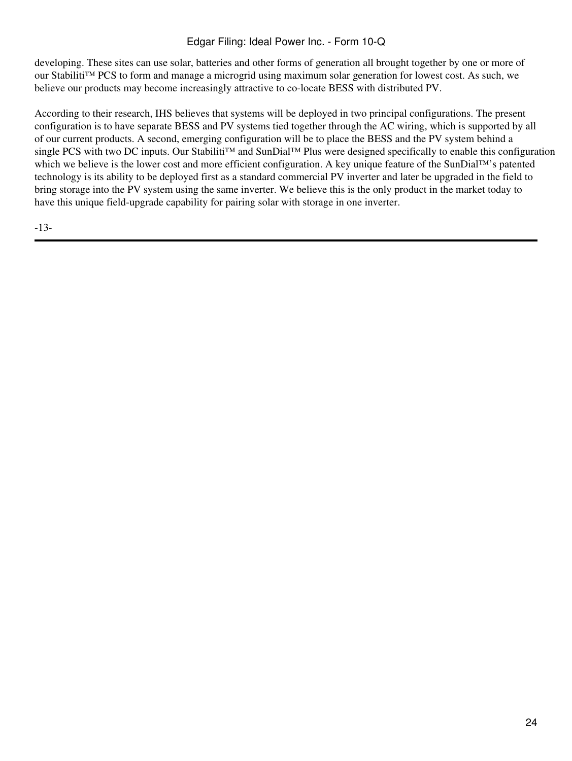developing. These sites can use solar, batteries and other forms of generation all brought together by one or more of our Stabiliti™ PCS to form and manage a microgrid using maximum solar generation for lowest cost. As such, we believe our products may become increasingly attractive to co-locate BESS with distributed PV.

According to their research, IHS believes that systems will be deployed in two principal configurations. The present configuration is to have separate BESS and PV systems tied together through the AC wiring, which is supported by all of our current products. A second, emerging configuration will be to place the BESS and the PV system behind a single PCS with two DC inputs. Our Stabiliti™ and SunDial™ Plus were designed specifically to enable this configuration which we believe is the lower cost and more efficient configuration. A key unique feature of the SunDial™'s patented technology is its ability to be deployed first as a standard commercial PV inverter and later be upgraded in the field to bring storage into the PV system using the same inverter. We believe this is the only product in the market today to have this unique field-upgrade capability for pairing solar with storage in one inverter.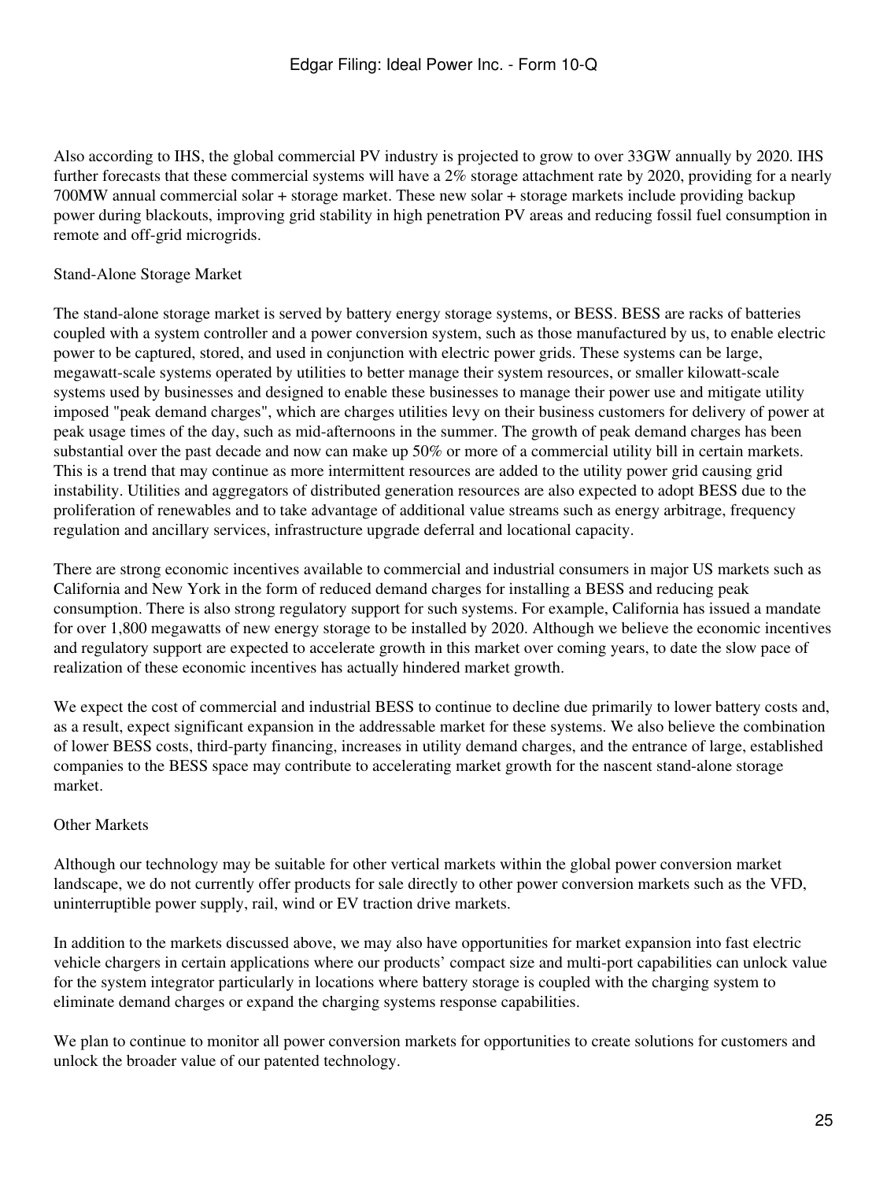Also according to IHS, the global commercial PV industry is projected to grow to over 33GW annually by 2020. IHS further forecasts that these commercial systems will have a 2% storage attachment rate by 2020, providing for a nearly 700MW annual commercial solar + storage market. These new solar + storage markets include providing backup power during blackouts, improving grid stability in high penetration PV areas and reducing fossil fuel consumption in remote and off-grid microgrids.

Stand-Alone Storage Market

The stand-alone storage market is served by battery energy storage systems, or BESS. BESS are racks of batteries coupled with a system controller and a power conversion system, such as those manufactured by us, to enable electric power to be captured, stored, and used in conjunction with electric power grids. These systems can be large, megawatt-scale systems operated by utilities to better manage their system resources, or smaller kilowatt-scale systems used by businesses and designed to enable these businesses to manage their power use and mitigate utility imposed "peak demand charges", which are charges utilities levy on their business customers for delivery of power at peak usage times of the day, such as mid-afternoons in the summer. The growth of peak demand charges has been substantial over the past decade and now can make up 50% or more of a commercial utility bill in certain markets. This is a trend that may continue as more intermittent resources are added to the utility power grid causing grid instability. Utilities and aggregators of distributed generation resources are also expected to adopt BESS due to the proliferation of renewables and to take advantage of additional value streams such as energy arbitrage, frequency regulation and ancillary services, infrastructure upgrade deferral and locational capacity.

There are strong economic incentives available to commercial and industrial consumers in major US markets such as California and New York in the form of reduced demand charges for installing a BESS and reducing peak consumption. There is also strong regulatory support for such systems. For example, California has issued a mandate for over 1,800 megawatts of new energy storage to be installed by 2020. Although we believe the economic incentives and regulatory support are expected to accelerate growth in this market over coming years, to date the slow pace of realization of these economic incentives has actually hindered market growth.

We expect the cost of commercial and industrial BESS to continue to decline due primarily to lower battery costs and, as a result, expect significant expansion in the addressable market for these systems. We also believe the combination of lower BESS costs, third-party financing, increases in utility demand charges, and the entrance of large, established companies to the BESS space may contribute to accelerating market growth for the nascent stand-alone storage market.

Other Markets

Although our technology may be suitable for other vertical markets within the global power conversion market landscape, we do not currently offer products for sale directly to other power conversion markets such as the VFD, uninterruptible power supply, rail, wind or EV traction drive markets.

In addition to the markets discussed above, we may also have opportunities for market expansion into fast electric vehicle chargers in certain applications where our products' compact size and multi-port capabilities can unlock value for the system integrator particularly in locations where battery storage is coupled with the charging system to eliminate demand charges or expand the charging systems response capabilities.

We plan to continue to monitor all power conversion markets for opportunities to create solutions for customers and unlock the broader value of our patented technology.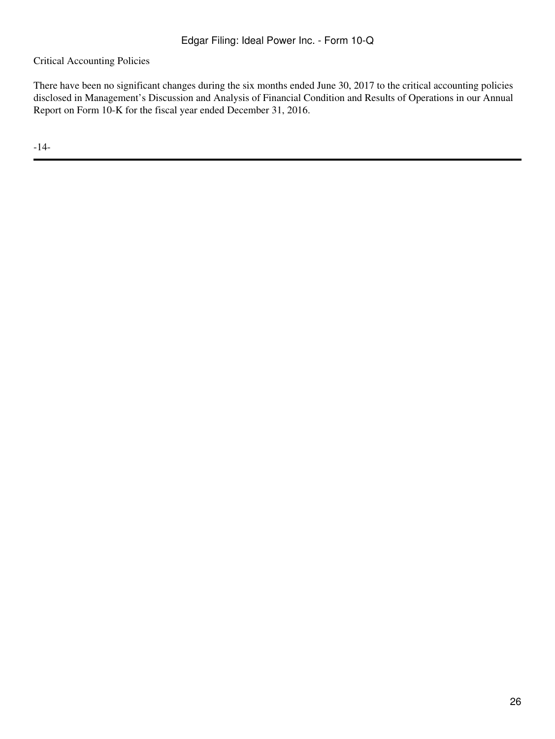Critical Accounting Policies

There have been no significant changes during the six months ended June 30, 2017 to the critical accounting policies disclosed in Management's Discussion and Analysis of Financial Condition and Results of Operations in our Annual Report on Form 10-K for the fiscal year ended December 31, 2016.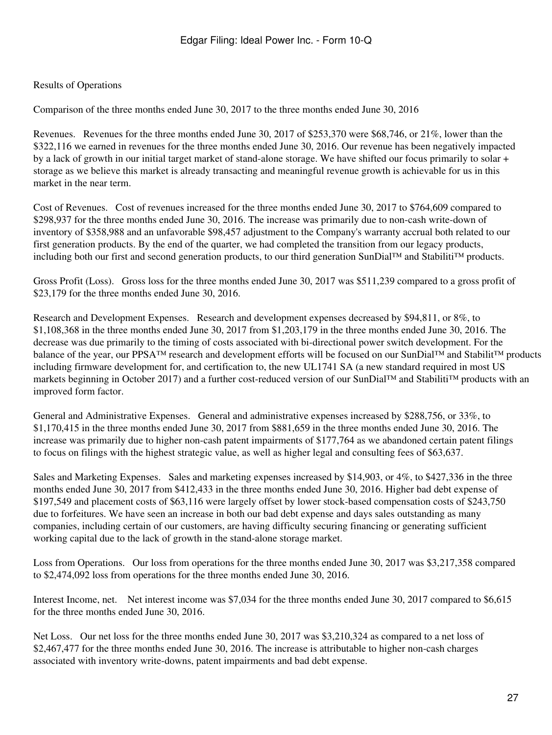Results of Operations

Comparison of the three months ended June 30, 2017 to the three months ended June 30, 2016

Revenues. Revenues for the three months ended June 30, 2017 of $253,370 were $68,746, or 21%, lower than the $322,116 we earned in revenues for the three months ended June 30, 2016. Our revenue has been negatively impacted by a lack of growth in our initial target market of stand-alone storage. We have shifted our focus primarily to solar + storage as we believe this market is already transacting and meaningful revenue growth is achievable for us in this market in the near term.

Cost of Revenues. Cost of revenues increased for the three months ended June 30, 2017 to $764,609 compared to $298,937 for the three months ended June 30, 2016. The increase was primarily due to non-cash write-down of inventory of $358,988 and an unfavorable $98,457 adjustment to the Company's warranty accrual both related to our first generation products. By the end of the quarter, we had completed the transition from our legacy products, including both our first and second generation products, to our third generation SunDial™ and Stabiliti™ products.

Gross Profit (Loss). Gross loss for the three months ended June 30, 2017 was $511,239 compared to a gross profit of $23,179 for the three months ended June 30, 2016.

Research and Development Expenses. Research and development expenses decreased by $94,811, or 8%, to $1,108,368 in the three months ended June 30, 2017 from $1,203,179 in the three months ended June 30, 2016. The decrease was due primarily to the timing of costs associated with bi-directional power switch development. For the balance of the year, our PPSA™ research and development efforts will be focused on our SunDial™ and Stabilit™ products including firmware development for, and certification to, the new UL1741 SA (a new standard required in most US markets beginning in October 2017) and a further cost-reduced version of our SunDial™ and Stabiliti™ products with an improved form factor.

General and Administrative Expenses. General and administrative expenses increased by $288,756, or 33%, to $1,170,415 in the three months ended June 30, 2017 from $881,659 in the three months ended June 30, 2016. The increase was primarily due to higher non-cash patent impairments of $177,764 as we abandoned certain patent filings to focus on filings with the highest strategic value, as well as higher legal and consulting fees of $63,637.

Sales and Marketing Expenses. Sales and marketing expenses increased by $14,903, or 4%, to $427,336 in the three months ended June 30, 2017 from $412,433 in the three months ended June 30, 2016. Higher bad debt expense of $197,549 and placement costs of $63,116 were largely offset by lower stock-based compensation costs of $243,750 due to forfeitures. We have seen an increase in both our bad debt expense and days sales outstanding as many companies, including certain of our customers, are having difficulty securing financing or generating sufficient working capital due to the lack of growth in the stand-alone storage market.

Loss from Operations. Our loss from operations for the three months ended June 30, 2017 was $3,217,358 compared to $2,474,092 loss from operations for the three months ended June 30, 2016.

Interest Income, net. Net interest income was $7,034 for the three months ended June 30, 2017 compared to $6,615 for the three months ended June 30, 2016.

Net Loss. Our net loss for the three months ended June 30, 2017 was $3,210,324 as compared to a net loss of $2,467,477 for the three months ended June 30, 2016. The increase is attributable to higher non-cash charges associated with inventory write-downs, patent impairments and bad debt expense.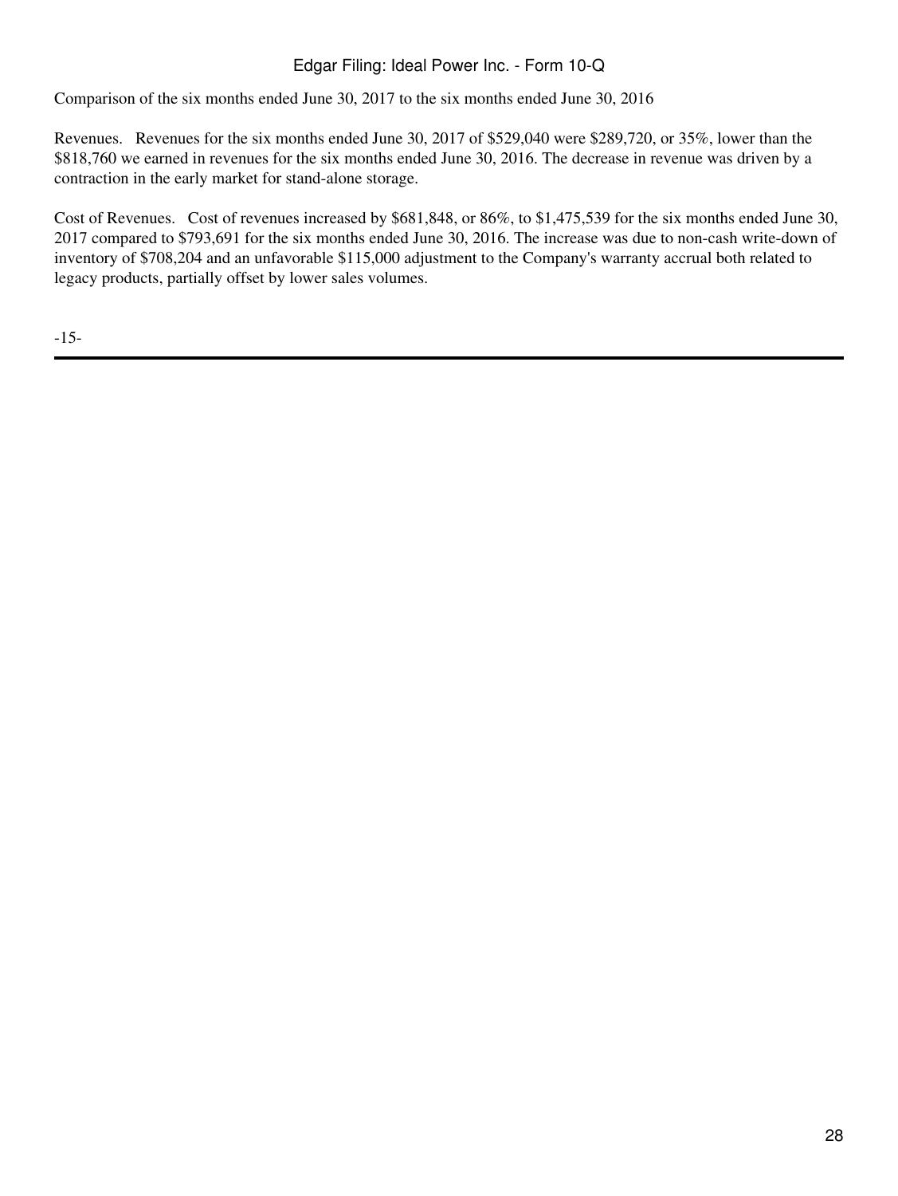Comparison of the six months ended June 30, 2017 to the six months ended June 30, 2016

Revenues. Revenues for the six months ended June 30, 2017 of $529,040 were $289,720, or 35%, lower than the $818,760 we earned in revenues for the six months ended June 30, 2016. The decrease in revenue was driven by a contraction in the early market for stand-alone storage.

Cost of Revenues. Cost of revenues increased by $681,848, or 86%, to $1,475,539 for the six months ended June 30, 2017 compared to $793,691 for the six months ended June 30, 2016. The increase was due to non-cash write-down of inventory of $708,204 and an unfavorable $115,000 adjustment to the Company's warranty accrual both related to legacy products, partially offset by lower sales volumes.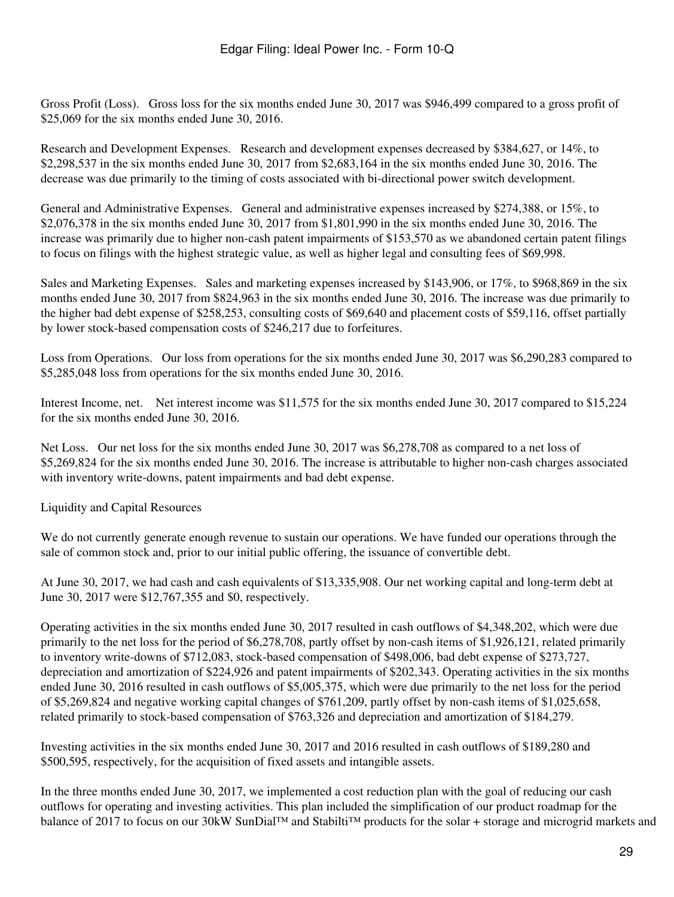Gross Profit (Loss). Gross loss for the six months ended June 30, 2017 was $946,499 compared to a gross profit of $25,069 for the six months ended June 30, 2016.

Research and Development Expenses. Research and development expenses decreased by $384,627, or 14%, to $2,298,537 in the six months ended June 30, 2017 from $2,683,164 in the six months ended June 30, 2016. The decrease was due primarily to the timing of costs associated with bi-directional power switch development.

General and Administrative Expenses. General and administrative expenses increased by $274,388, or 15%, to $2,076,378 in the six months ended June 30, 2017 from $1,801,990 in the six months ended June 30, 2016. The increase was primarily due to higher non-cash patent impairments of $153,570 as we abandoned certain patent filings to focus on filings with the highest strategic value, as well as higher legal and consulting fees of $69,998.

Sales and Marketing Expenses. Sales and marketing expenses increased by $143,906, or 17%, to $968,869 in the six months ended June 30, 2017 from $824,963 in the six months ended June 30, 2016. The increase was due primarily to the higher bad debt expense of $258,253, consulting costs of $69,640 and placement costs of $59,116, offset partially by lower stock-based compensation costs of $246,217 due to forfeitures.

Loss from Operations. Our loss from operations for the six months ended June 30, 2017 was $6,290,283 compared to $5,285,048 loss from operations for the six months ended June 30, 2016.

Interest Income, net. Net interest income was $11,575 for the six months ended June 30, 2017 compared to $15,224 for the six months ended June 30, 2016.

Net Loss. Our net loss for the six months ended June 30, 2017 was $6,278,708 as compared to a net loss of $5,269,824 for the six months ended June 30, 2016. The increase is attributable to higher non-cash charges associated with inventory write-downs, patent impairments and bad debt expense.

Liquidity and Capital Resources

We do not currently generate enough revenue to sustain our operations. We have funded our operations through the sale of common stock and, prior to our initial public offering, the issuance of convertible debt.

At June 30, 2017, we had cash and cash equivalents of $13,335,908. Our net working capital and long-term debt at June 30, 2017 were $12,767,355 and $0, respectively.

Operating activities in the six months ended June 30, 2017 resulted in cash outflows of $4,348,202, which were due primarily to the net loss for the period of $6,278,708, partly offset by non-cash items of $1,926,121, related primarily to inventory write-downs of $712,083, stock-based compensation of $498,006, bad debt expense of $273,727, depreciation and amortization of $224,926 and patent impairments of $202,343. Operating activities in the six months ended June 30, 2016 resulted in cash outflows of $5,005,375, which were due primarily to the net loss for the period of $5,269,824 and negative working capital changes of $761,209, partly offset by non-cash items of $1,025,658, related primarily to stock-based compensation of $763,326 and depreciation and amortization of $184,279.

Investing activities in the six months ended June 30, 2017 and 2016 resulted in cash outflows of $189,280 and $500,595, respectively, for the acquisition of fixed assets and intangible assets.

In the three months ended June 30, 2017, we implemented a cost reduction plan with the goal of reducing our cash outflows for operating and investing activities. This plan included the simplification of our product roadmap for the balance of 2017 to focus on our 30kW SunDial™ and Stabilti™ products for the solar + storage and microgrid markets and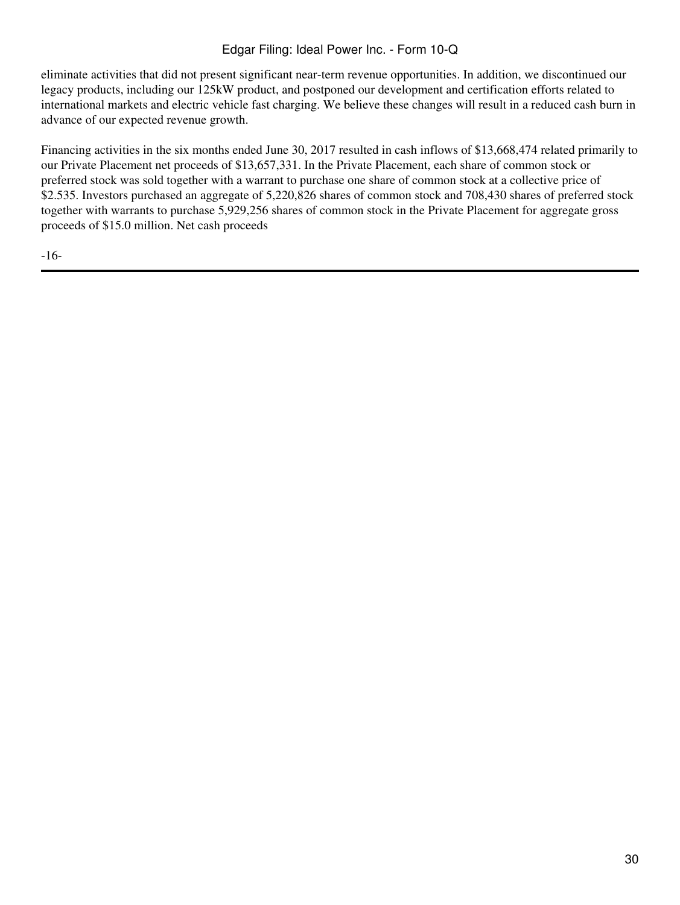eliminate activities that did not present significant near-term revenue opportunities. In addition, we discontinued our legacy products, including our 125kW product, and postponed our development and certification efforts related to international markets and electric vehicle fast charging. We believe these changes will result in a reduced cash burn in advance of our expected revenue growth.

Financing activities in the six months ended June 30, 2017 resulted in cash inflows of $13,668,474 related primarily to our Private Placement net proceeds of $13,657,331. In the Private Placement, each share of common stock or preferred stock was sold together with a warrant to purchase one share of common stock at a collective price of $2.535. Investors purchased an aggregate of 5,220,826 shares of common stock and 708,430 shares of preferred stock together with warrants to purchase 5,929,256 shares of common stock in the Private Placement for aggregate gross proceeds of $15.0 million. Net cash proceeds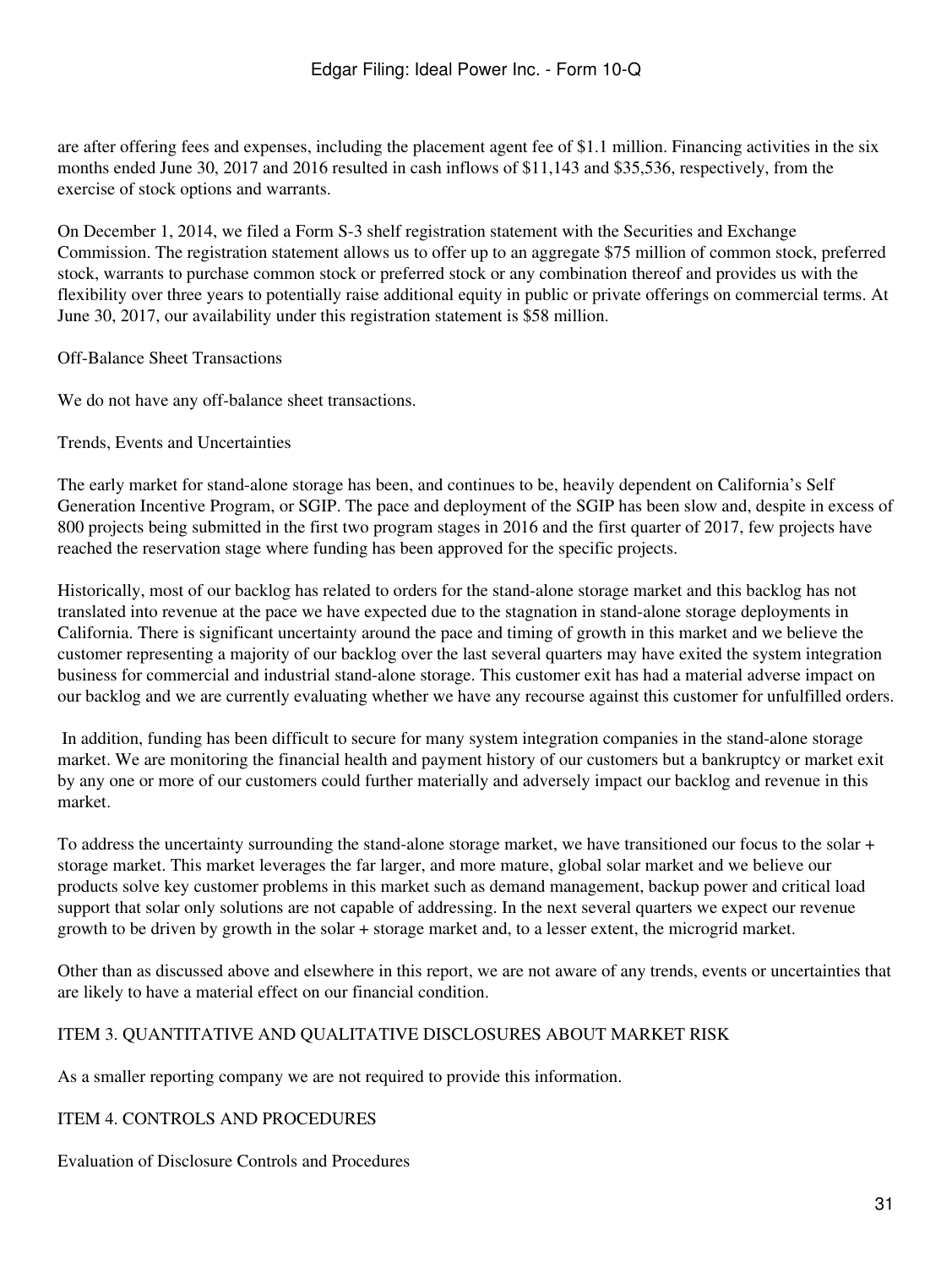are after offering fees and expenses, including the placement agent fee of $1.1 million. Financing activities in the six months ended June 30, 2017 and 2016 resulted in cash inflows of $11,143 and $35,536, respectively, from the exercise of stock options and warrants.

On December 1, 2014, we filed a Form S-3 shelf registration statement with the Securities and Exchange Commission. The registration statement allows us to offer up to an aggregate $75 million of common stock, preferred stock, warrants to purchase common stock or preferred stock or any combination thereof and provides us with the flexibility over three years to potentially raise additional equity in public or private offerings on commercial terms. At June 30, 2017, our availability under this registration statement is $58 million.

Off-Balance Sheet Transactions

We do not have any off-balance sheet transactions.

Trends, Events and Uncertainties

The early market for stand-alone storage has been, and continues to be, heavily dependent on California's Self Generation Incentive Program, or SGIP. The pace and deployment of the SGIP has been slow and, despite in excess of 800 projects being submitted in the first two program stages in 2016 and the first quarter of 2017, few projects have reached the reservation stage where funding has been approved for the specific projects.

Historically, most of our backlog has related to orders for the stand-alone storage market and this backlog has not translated into revenue at the pace we have expected due to the stagnation in stand-alone storage deployments in California. There is significant uncertainty around the pace and timing of growth in this market and we believe the customer representing a majority of our backlog over the last several quarters may have exited the system integration business for commercial and industrial stand-alone storage. This customer exit has had a material adverse impact on our backlog and we are currently evaluating whether we have any recourse against this customer for unfulfilled orders.

In addition, funding has been difficult to secure for many system integration companies in the stand-alone storage market. We are monitoring the financial health and payment history of our customers but a bankruptcy or market exit by any one or more of our customers could further materially and adversely impact our backlog and revenue in this market.

To address the uncertainty surrounding the stand-alone storage market, we have transitioned our focus to the solar + storage market. This market leverages the far larger, and more mature, global solar market and we believe our products solve key customer problems in this market such as demand management, backup power and critical load support that solar only solutions are not capable of addressing. In the next several quarters we expect our revenue growth to be driven by growth in the solar + storage market and, to a lesser extent, the microgrid market.

Other than as discussed above and elsewhere in this report, we are not aware of any trends, events or uncertainties that are likely to have a material effect on our financial condition.

ITEM 3. QUANTITATIVE AND QUALITATIVE DISCLOSURES ABOUT MARKET RISK

As a smaller reporting company we are not required to provide this information.

ITEM 4. CONTROLS AND PROCEDURES

Evaluation of Disclosure Controls and Procedures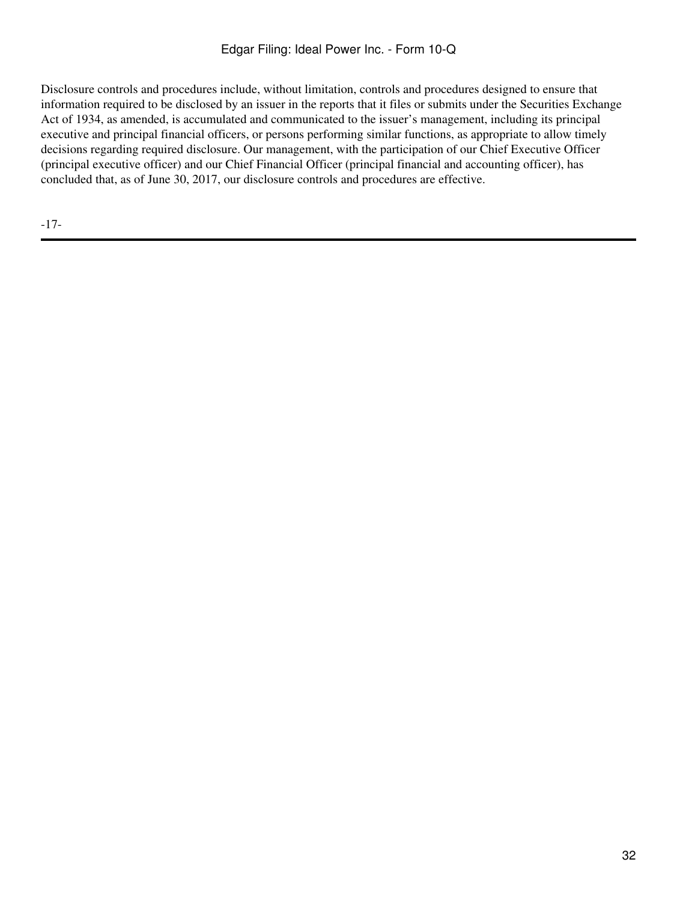Disclosure controls and procedures include, without limitation, controls and procedures designed to ensure that information required to be disclosed by an issuer in the reports that it files or submits under the Securities Exchange Act of 1934, as amended, is accumulated and communicated to the issuer's management, including its principal executive and principal financial officers, or persons performing similar functions, as appropriate to allow timely decisions regarding required disclosure. Our management, with the participation of our Chief Executive Officer (principal executive officer) and our Chief Financial Officer (principal financial and accounting officer), has concluded that, as of June 30, 2017, our disclosure controls and procedures are effective.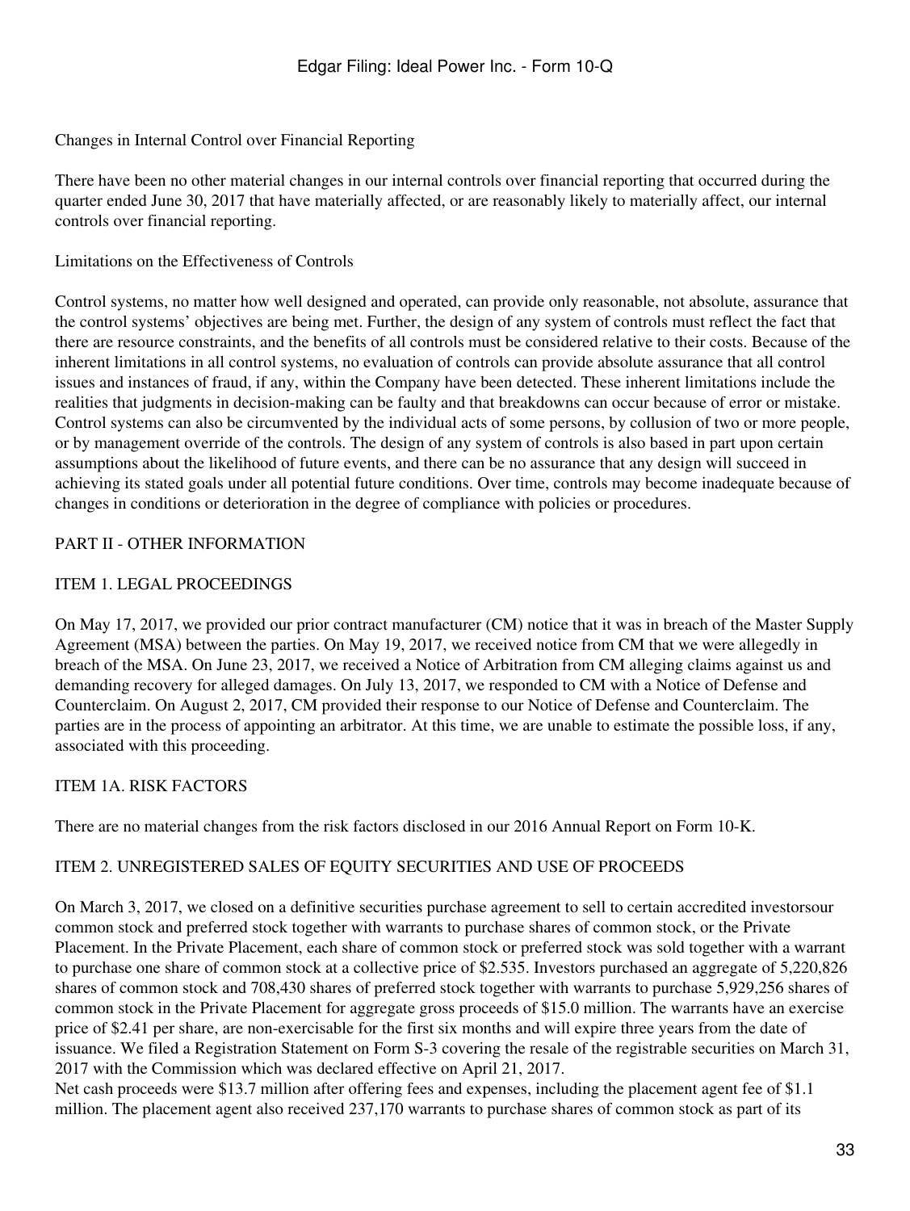Changes in Internal Control over Financial Reporting

There have been no other material changes in our internal controls over financial reporting that occurred during the quarter ended June 30, 2017 that have materially affected, or are reasonably likely to materially affect, our internal controls over financial reporting.

Limitations on the Effectiveness of Controls

Control systems, no matter how well designed and operated, can provide only reasonable, not absolute, assurance that the control systems' objectives are being met. Further, the design of any system of controls must reflect the fact that there are resource constraints, and the benefits of all controls must be considered relative to their costs. Because of the inherent limitations in all control systems, no evaluation of controls can provide absolute assurance that all control issues and instances of fraud, if any, within the Company have been detected. These inherent limitations include the realities that judgments in decision-making can be faulty and that breakdowns can occur because of error or mistake. Control systems can also be circumvented by the individual acts of some persons, by collusion of two or more people, or by management override of the controls. The design of any system of controls is also based in part upon certain assumptions about the likelihood of future events, and there can be no assurance that any design will succeed in achieving its stated goals under all potential future conditions. Over time, controls may become inadequate because of changes in conditions or deterioration in the degree of compliance with policies or procedures.

## PART II - OTHER INFORMATION

### ITEM 1. LEGAL PROCEEDINGS

On May 17, 2017, we provided our prior contract manufacturer (CM) notice that it was in breach of the Master Supply Agreement (MSA) between the parties. On May 19, 2017, we received notice from CM that we were allegedly in breach of the MSA. On June 23, 2017, we received a Notice of Arbitration from CM alleging claims against us and demanding recovery for alleged damages. On July 13, 2017, we responded to CM with a Notice of Defense and Counterclaim. On August 2, 2017, CM provided their response to our Notice of Defense and Counterclaim. The parties are in the process of appointing an arbitrator. At this time, we are unable to estimate the possible loss, if any, associated with this proceeding.

### ITEM 1A. RISK FACTORS

There are no material changes from the risk factors disclosed in our 2016 Annual Report on Form 10-K.

### ITEM 2. UNREGISTERED SALES OF EQUITY SECURITIES AND USE OF PROCEEDS

On March 3, 2017, we closed on a definitive securities purchase agreement to sell to certain accredited investorsour common stock and preferred stock together with warrants to purchase shares of common stock, or the Private Placement. In the Private Placement, each share of common stock or preferred stock was sold together with a warrant to purchase one share of common stock at a collective price of $2.535. Investors purchased an aggregate of 5,220,826 shares of common stock and 708,430 shares of preferred stock together with warrants to purchase 5,929,256 shares of common stock in the Private Placement for aggregate gross proceeds of $15.0 million. The warrants have an exercise price of $2.41 per share, are non-exercisable for the first six months and will expire three years from the date of issuance. We filed a Registration Statement on Form S-3 covering the resale of the registrable securities on March 31, 2017 with the Commission which was declared effective on April 21, 2017.
Net cash proceeds were $13.7 million after offering fees and expenses, including the placement agent fee of $1.1 million. The placement agent also received 237,170 warrants to purchase shares of common stock as part of its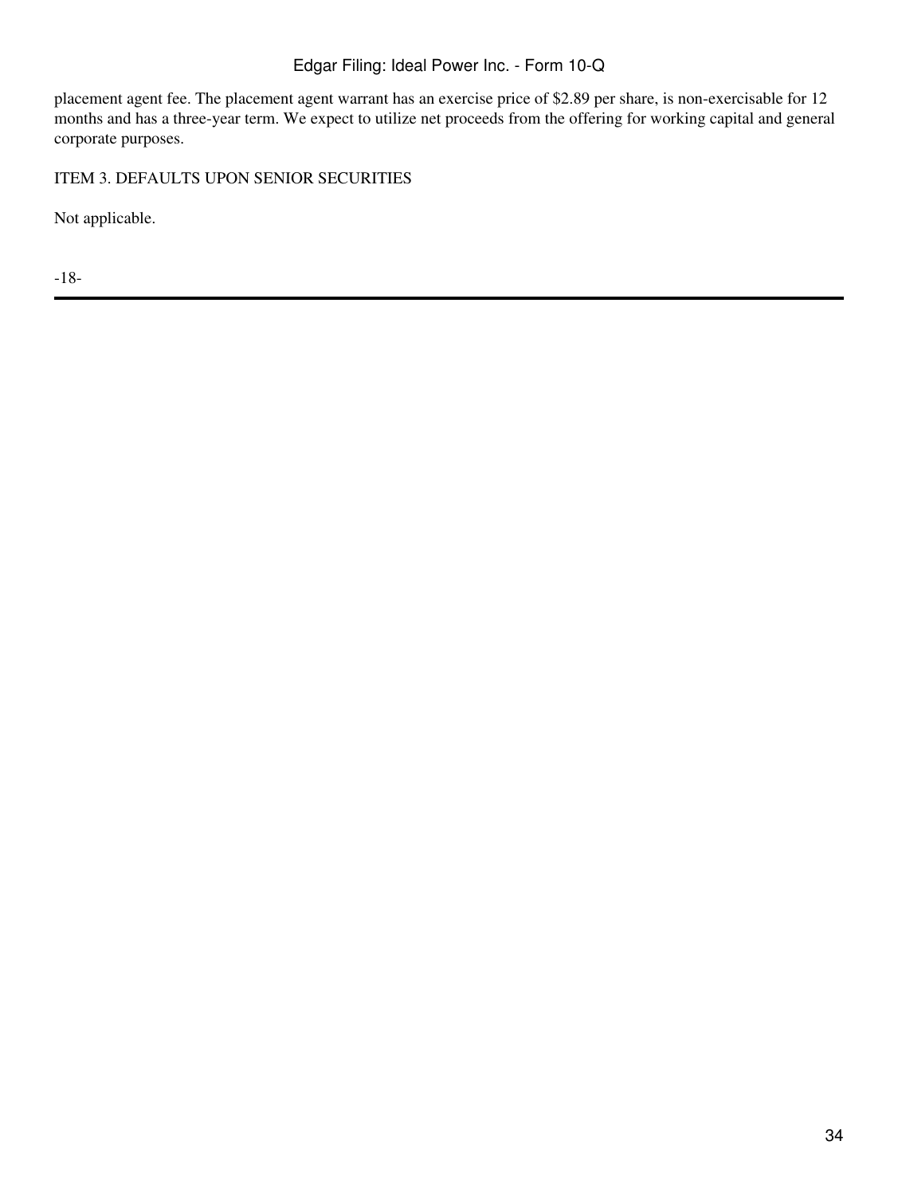placement agent fee. The placement agent warrant has an exercise price of $2.89 per share, is non-exercisable for 12 months and has a three-year term. We expect to utilize net proceeds from the offering for working capital and general corporate purposes.

## ITEM 3. DEFAULTS UPON SENIOR SECURITIES

Not applicable.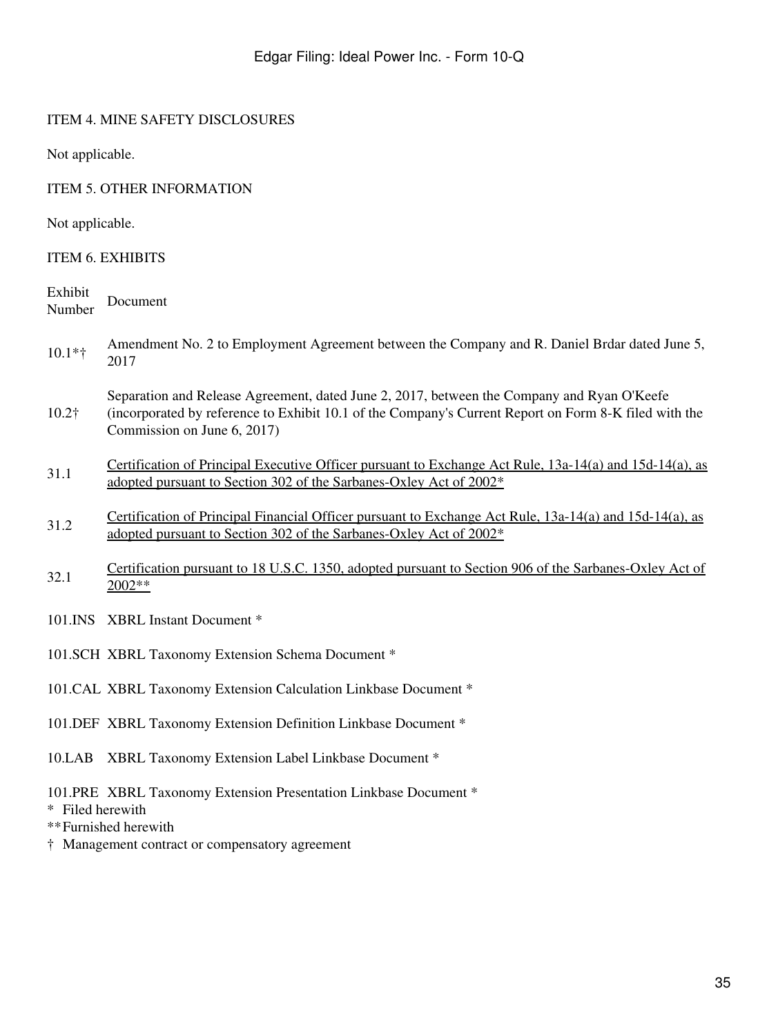## ITEM 4. MINE SAFETY DISCLOSURES

Not applicable.

## ITEM 5. OTHER INFORMATION

Not applicable.

## ITEM 6. EXHIBITS

| Exhibit Number | Document |
|---|---|
| 10.1*† | Amendment No. 2 to Employment Agreement between the Company and R. Daniel Brdar dated June 5, 2017 |
| 10.2† | Separation and Release Agreement, dated June 2, 2017, between the Company and Ryan O'Keefe (incorporated by reference to Exhibit 10.1 of the Company's Current Report on Form 8-K filed with the Commission on June 6, 2017) |
| 31.1 | Certification of Principal Executive Officer pursuant to Exchange Act Rule, 13a-14(a) and 15d-14(a), as adopted pursuant to Section 302 of the Sarbanes-Oxley Act of 2002* |
| 31.2 | Certification of Principal Financial Officer pursuant to Exchange Act Rule, 13a-14(a) and 15d-14(a), as adopted pursuant to Section 302 of the Sarbanes-Oxley Act of 2002* |
| 32.1 | Certification pursuant to 18 U.S.C. 1350, adopted pursuant to Section 906 of the Sarbanes-Oxley Act of 2002** |
| 101.INS | XBRL Instant Document * |
| 101.SCH | XBRL Taxonomy Extension Schema Document * |
| 101.CAL | XBRL Taxonomy Extension Calculation Linkbase Document * |
| 101.DEF | XBRL Taxonomy Extension Definition Linkbase Document * |
| 10.LAB | XBRL Taxonomy Extension Label Linkbase Document * |
| 101.PRE | XBRL Taxonomy Extension Presentation Linkbase Document * |

\* Filed herewith

** Furnished herewith

† Management contract or compensatory agreement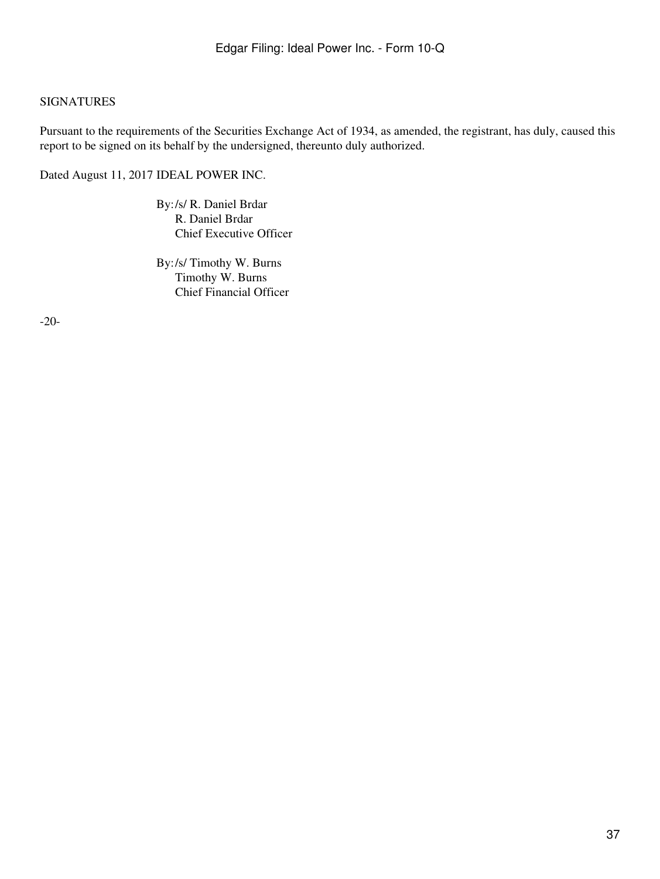## SIGNATURES

Pursuant to the requirements of the Securities Exchange Act of 1934, as amended, the registrant, has duly, caused this report to be signed on its behalf by the undersigned, thereunto duly authorized.

Dated August 11, 2017 IDEAL POWER INC.

By: /s/ R. Daniel Brdar
R. Daniel Brdar
Chief Executive Officer

By: /s/ Timothy W. Burns
Timothy W. Burns
Chief Financial Officer

-20-